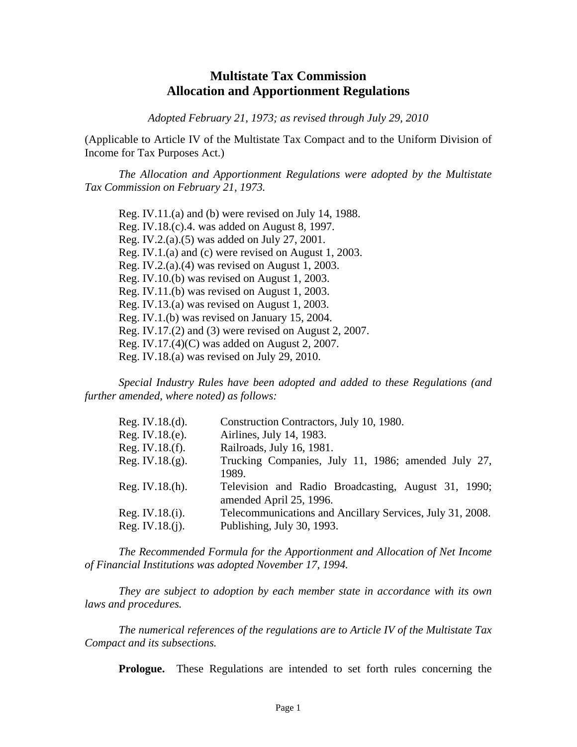# Multistate Tax Commission
# Allocation and Apportionment Regulations

*Adopted February 21, 1973; as revised through July 29, 2010*

(Applicable to Article IV of the Multistate Tax Compact and to the Uniform Division of Income for Tax Purposes Act.)

*The Allocation and Apportionment Regulations were adopted by the Multistate Tax Commission on February 21, 1973.*

Reg. IV.11.(a) and (b) were revised on July 14, 1988.
Reg. IV.18.(c).4. was added on August 8, 1997.
Reg. IV.2.(a).(5) was added on July 27, 2001.
Reg. IV.1.(a) and (c) were revised on August 1, 2003.
Reg. IV.2.(a).(4) was revised on August 1, 2003.
Reg. IV.10.(b) was revised on August 1, 2003.
Reg. IV.11.(b) was revised on August 1, 2003.
Reg. IV.13.(a) was revised on August 1, 2003.
Reg. IV.1.(b) was revised on January 15, 2004.
Reg. IV.17.(2) and (3) were revised on August 2, 2007.
Reg. IV.17.(4)(C) was added on August 2, 2007.
Reg. IV.18.(a) was revised on July 29, 2010.

*Special Industry Rules have been adopted and added to these Regulations (and further amended, where noted) as follows:*

| | |
|---|---|
| Reg. IV.18.(d). | Construction Contractors, July 10, 1980. |
| Reg. IV.18.(e). | Airlines, July 14, 1983. |
| Reg. IV.18.(f). | Railroads, July 16, 1981. |
| Reg. IV.18.(g). | Trucking Companies, July 11, 1986; amended July 27, 1989. |
| Reg. IV.18.(h). | Television and Radio Broadcasting, August 31, 1990; amended April 25, 1996. |
| Reg. IV.18.(i). | Telecommunications and Ancillary Services, July 31, 2008. |
| Reg. IV.18.(j). | Publishing, July 30, 1993. |

*The Recommended Formula for the Apportionment and Allocation of Net Income of Financial Institutions was adopted November 17, 1994.*

*They are subject to adoption by each member state in accordance with its own laws and procedures.*

*The numerical references of the regulations are to Article IV of the Multistate Tax Compact and its subsections.*

**Prologue.** These Regulations are intended to set forth rules concerning the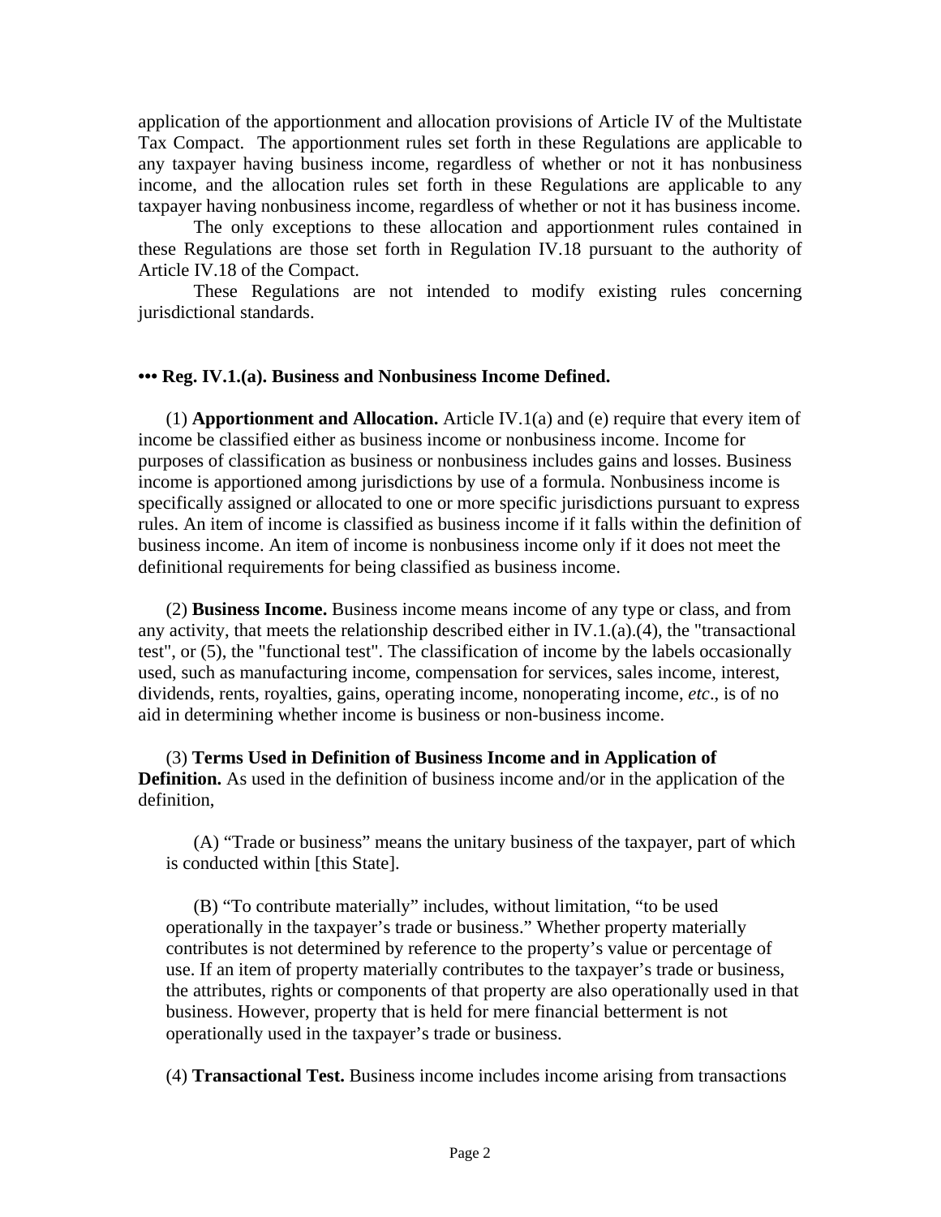application of the apportionment and allocation provisions of Article IV of the Multistate Tax Compact. The apportionment rules set forth in these Regulations are applicable to any taxpayer having business income, regardless of whether or not it has nonbusiness income, and the allocation rules set forth in these Regulations are applicable to any taxpayer having nonbusiness income, regardless of whether or not it has business income.

The only exceptions to these allocation and apportionment rules contained in these Regulations are those set forth in Regulation IV.18 pursuant to the authority of Article IV.18 of the Compact.

These Regulations are not intended to modify existing rules concerning jurisdictional standards.

**••• Reg. IV.1.(a). Business and Nonbusiness Income Defined.**

(1) **Apportionment and Allocation.** Article IV.1(a) and (e) require that every item of income be classified either as business income or nonbusiness income. Income for purposes of classification as business or nonbusiness includes gains and losses. Business income is apportioned among jurisdictions by use of a formula. Nonbusiness income is specifically assigned or allocated to one or more specific jurisdictions pursuant to express rules. An item of income is classified as business income if it falls within the definition of business income. An item of income is nonbusiness income only if it does not meet the definitional requirements for being classified as business income.

(2) **Business Income.** Business income means income of any type or class, and from any activity, that meets the relationship described either in IV.1.(a).(4), the "transactional test", or (5), the "functional test". The classification of income by the labels occasionally used, such as manufacturing income, compensation for services, sales income, interest, dividends, rents, royalties, gains, operating income, nonoperating income, *etc*., is of no aid in determining whether income is business or non-business income.

(3) **Terms Used in Definition of Business Income and in Application of Definition.** As used in the definition of business income and/or in the application of the definition,

(A) “Trade or business” means the unitary business of the taxpayer, part of which is conducted within [this State].

(B) “To contribute materially” includes, without limitation, “to be used operationally in the taxpayer’s trade or business.” Whether property materially contributes is not determined by reference to the property’s value or percentage of use. If an item of property materially contributes to the taxpayer’s trade or business, the attributes, rights or components of that property are also operationally used in that business. However, property that is held for mere financial betterment is not operationally used in the taxpayer’s trade or business.

(4) **Transactional Test.** Business income includes income arising from transactions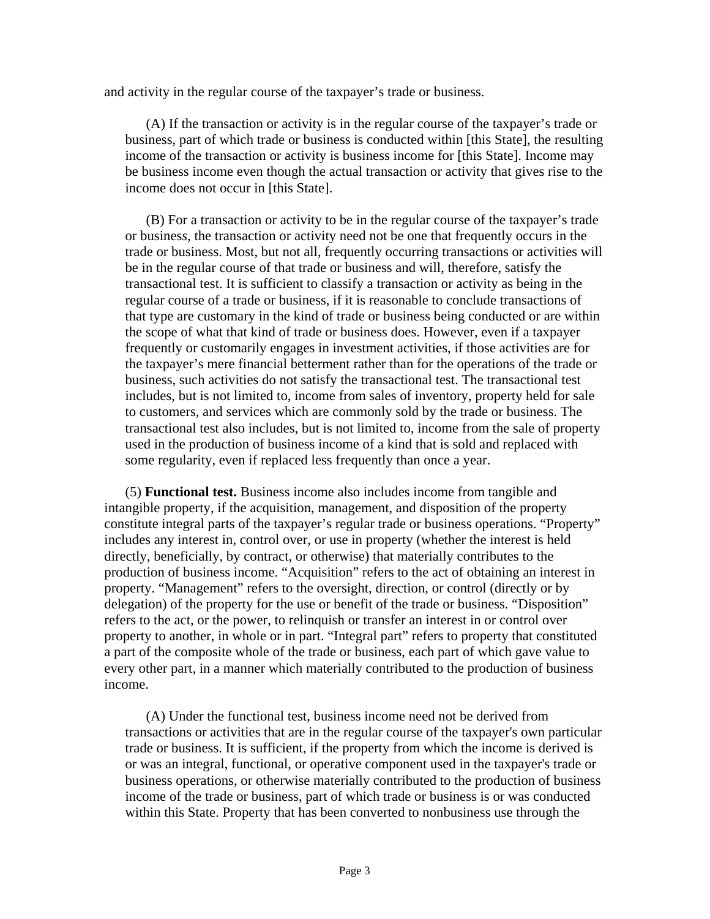and activity in the regular course of the taxpayer's trade or business.

(A) If the transaction or activity is in the regular course of the taxpayer's trade or business, part of which trade or business is conducted within [this State], the resulting income of the transaction or activity is business income for [this State]. Income may be business income even though the actual transaction or activity that gives rise to the income does not occur in [this State].

(B) For a transaction or activity to be in the regular course of the taxpayer's trade or business, the transaction or activity need not be one that frequently occurs in the trade or business. Most, but not all, frequently occurring transactions or activities will be in the regular course of that trade or business and will, therefore, satisfy the transactional test. It is sufficient to classify a transaction or activity as being in the regular course of a trade or business, if it is reasonable to conclude transactions of that type are customary in the kind of trade or business being conducted or are within the scope of what that kind of trade or business does. However, even if a taxpayer frequently or customarily engages in investment activities, if those activities are for the taxpayer's mere financial betterment rather than for the operations of the trade or business, such activities do not satisfy the transactional test. The transactional test includes, but is not limited to, income from sales of inventory, property held for sale to customers, and services which are commonly sold by the trade or business. The transactional test also includes, but is not limited to, income from the sale of property used in the production of business income of a kind that is sold and replaced with some regularity, even if replaced less frequently than once a year.

(5) **Functional test.** Business income also includes income from tangible and intangible property, if the acquisition, management, and disposition of the property constitute integral parts of the taxpayer's regular trade or business operations. "Property" includes any interest in, control over, or use in property (whether the interest is held directly, beneficially, by contract, or otherwise) that materially contributes to the production of business income. "Acquisition" refers to the act of obtaining an interest in property. "Management" refers to the oversight, direction, or control (directly or by delegation) of the property for the use or benefit of the trade or business. "Disposition" refers to the act, or the power, to relinquish or transfer an interest in or control over property to another, in whole or in part. "Integral part" refers to property that constituted a part of the composite whole of the trade or business, each part of which gave value to every other part, in a manner which materially contributed to the production of business income.

(A) Under the functional test, business income need not be derived from transactions or activities that are in the regular course of the taxpayer's own particular trade or business. It is sufficient, if the property from which the income is derived is or was an integral, functional, or operative component used in the taxpayer's trade or business operations, or otherwise materially contributed to the production of business income of the trade or business, part of which trade or business is or was conducted within this State. Property that has been converted to nonbusiness use through the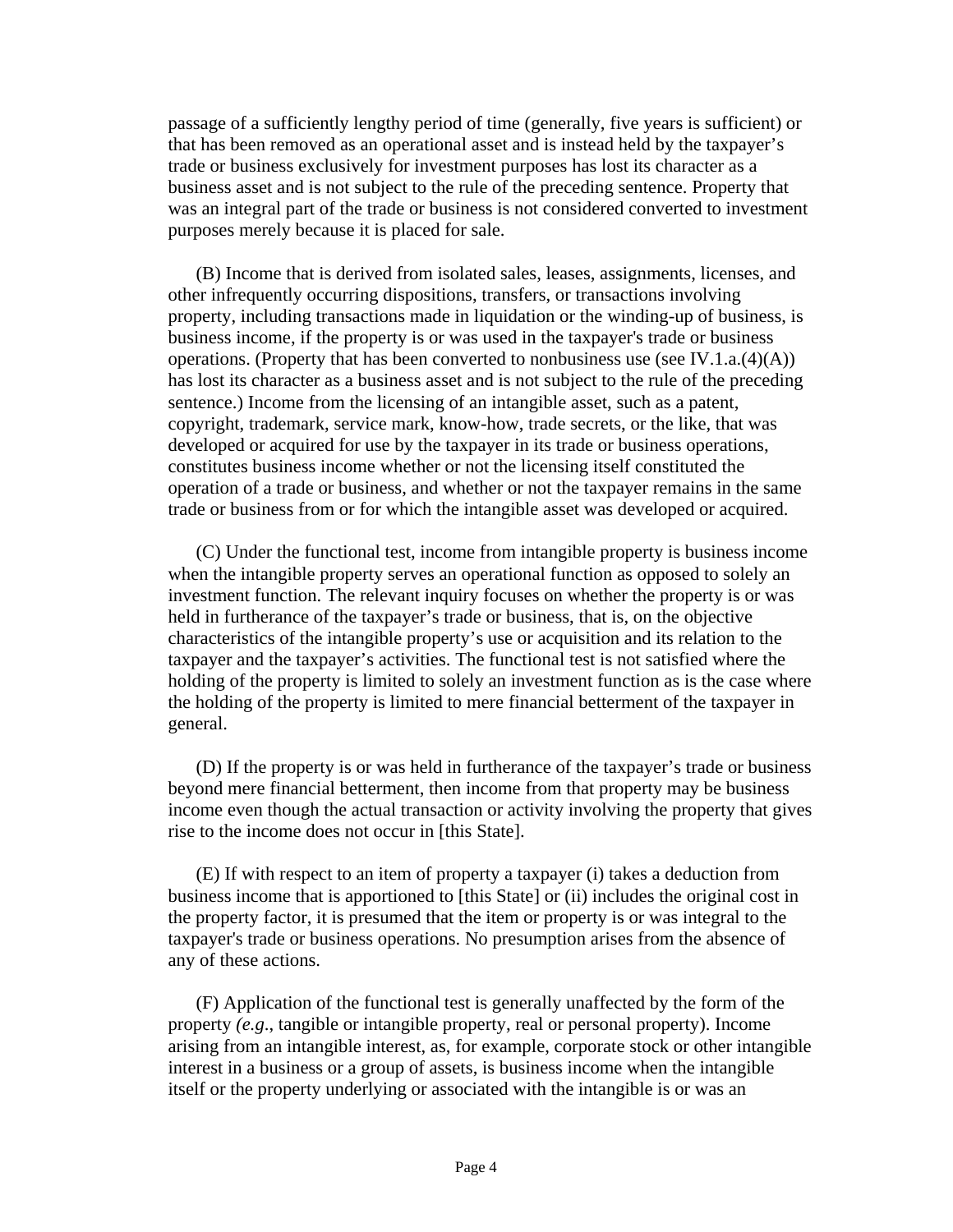passage of a sufficiently lengthy period of time (generally, five years is sufficient) or that has been removed as an operational asset and is instead held by the taxpayer's trade or business exclusively for investment purposes has lost its character as a business asset and is not subject to the rule of the preceding sentence. Property that was an integral part of the trade or business is not considered converted to investment purposes merely because it is placed for sale.

(B) Income that is derived from isolated sales, leases, assignments, licenses, and other infrequently occurring dispositions, transfers, or transactions involving property, including transactions made in liquidation or the winding-up of business, is business income, if the property is or was used in the taxpayer's trade or business operations. (Property that has been converted to nonbusiness use (see IV.1.a.(4)(A)) has lost its character as a business asset and is not subject to the rule of the preceding sentence.) Income from the licensing of an intangible asset, such as a patent, copyright, trademark, service mark, know-how, trade secrets, or the like, that was developed or acquired for use by the taxpayer in its trade or business operations, constitutes business income whether or not the licensing itself constituted the operation of a trade or business, and whether or not the taxpayer remains in the same trade or business from or for which the intangible asset was developed or acquired.

(C) Under the functional test, income from intangible property is business income when the intangible property serves an operational function as opposed to solely an investment function. The relevant inquiry focuses on whether the property is or was held in furtherance of the taxpayer's trade or business, that is, on the objective characteristics of the intangible property's use or acquisition and its relation to the taxpayer and the taxpayer's activities. The functional test is not satisfied where the holding of the property is limited to solely an investment function as is the case where the holding of the property is limited to mere financial betterment of the taxpayer in general.

(D) If the property is or was held in furtherance of the taxpayer's trade or business beyond mere financial betterment, then income from that property may be business income even though the actual transaction or activity involving the property that gives rise to the income does not occur in [this State].

(E) If with respect to an item of property a taxpayer (i) takes a deduction from business income that is apportioned to [this State] or (ii) includes the original cost in the property factor, it is presumed that the item or property is or was integral to the taxpayer's trade or business operations. No presumption arises from the absence of any of these actions.

(F) Application of the functional test is generally unaffected by the form of the property *(e.g*., tangible or intangible property, real or personal property). Income arising from an intangible interest, as, for example, corporate stock or other intangible interest in a business or a group of assets, is business income when the intangible itself or the property underlying or associated with the intangible is or was an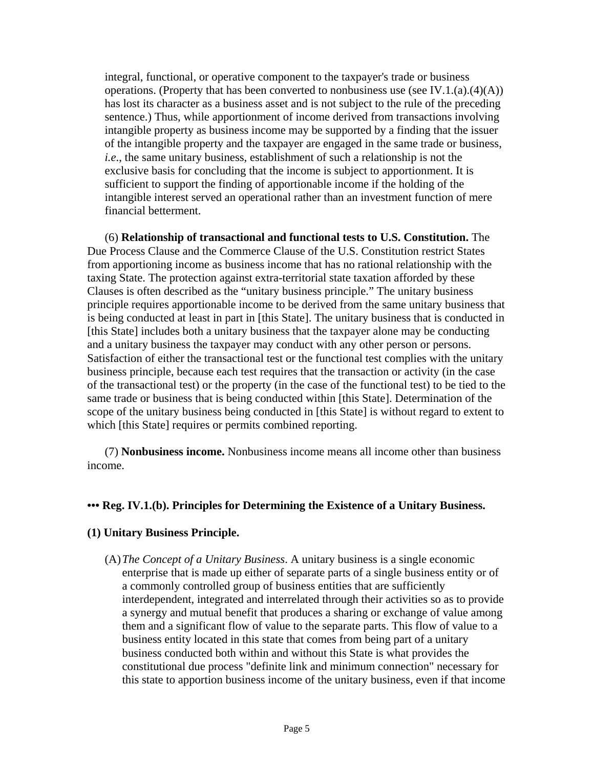integral, functional, or operative component to the taxpayer's trade or business operations. (Property that has been converted to nonbusiness use (see IV.1.(a).(4)(A)) has lost its character as a business asset and is not subject to the rule of the preceding sentence.) Thus, while apportionment of income derived from transactions involving intangible property as business income may be supported by a finding that the issuer of the intangible property and the taxpayer are engaged in the same trade or business, *i.e.*, the same unitary business, establishment of such a relationship is not the exclusive basis for concluding that the income is subject to apportionment. It is sufficient to support the finding of apportionable income if the holding of the intangible interest served an operational rather than an investment function of mere financial betterment.

(6) **Relationship of transactional and functional tests to U.S. Constitution.** The Due Process Clause and the Commerce Clause of the U.S. Constitution restrict States from apportioning income as business income that has no rational relationship with the taxing State. The protection against extra-territorial state taxation afforded by these Clauses is often described as the "unitary business principle." The unitary business principle requires apportionable income to be derived from the same unitary business that is being conducted at least in part in [this State]. The unitary business that is conducted in [this State] includes both a unitary business that the taxpayer alone may be conducting and a unitary business the taxpayer may conduct with any other person or persons. Satisfaction of either the transactional test or the functional test complies with the unitary business principle, because each test requires that the transaction or activity (in the case of the transactional test) or the property (in the case of the functional test) to be tied to the same trade or business that is being conducted within [this State]. Determination of the scope of the unitary business being conducted in [this State] is without regard to extent to which [this State] requires or permits combined reporting.

(7) **Nonbusiness income.** Nonbusiness income means all income other than business income.

### ••• Reg. IV.1.(b). Principles for Determining the Existence of a Unitary Business.

**(1) Unitary Business Principle.**

(A) *The Concept of a Unitary Business*. A unitary business is a single economic enterprise that is made up either of separate parts of a single business entity or of a commonly controlled group of business entities that are sufficiently interdependent, integrated and interrelated through their activities so as to provide a synergy and mutual benefit that produces a sharing or exchange of value among them and a significant flow of value to the separate parts. This flow of value to a business entity located in this state that comes from being part of a unitary business conducted both within and without this State is what provides the constitutional due process "definite link and minimum connection" necessary for this state to apportion business income of the unitary business, even if that income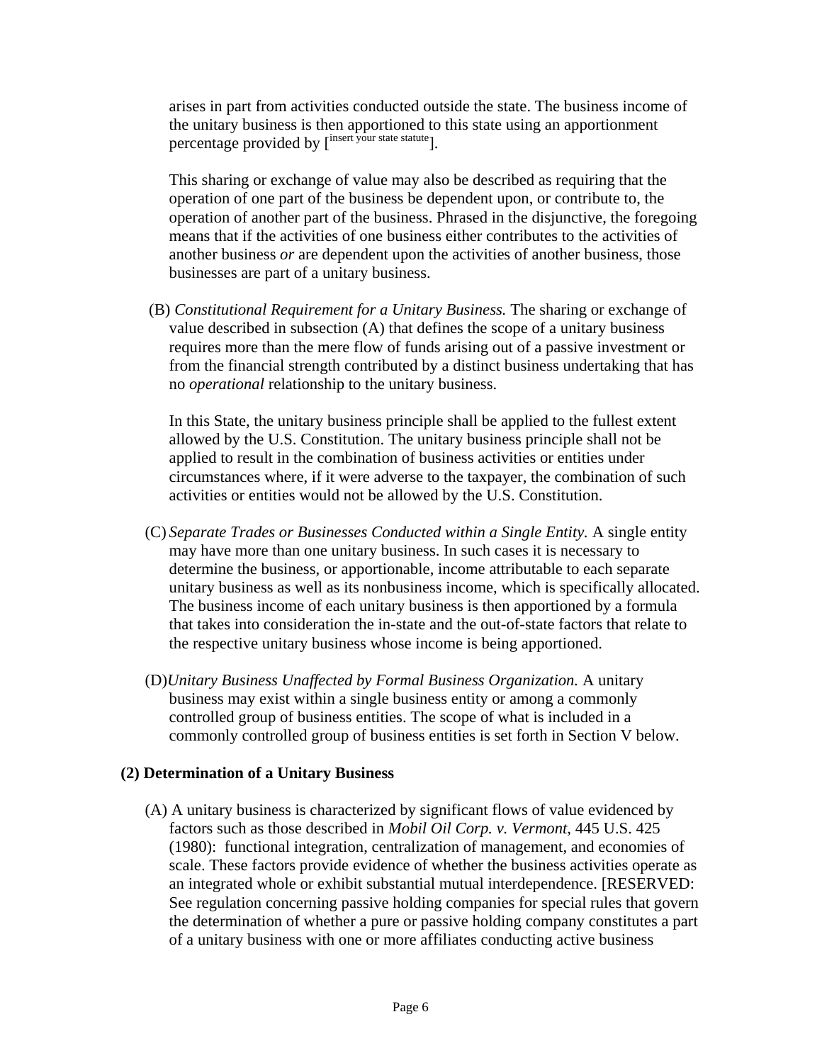arises in part from activities conducted outside the state. The business income of the unitary business is then apportioned to this state using an apportionment percentage provided by [insert your state statute].

This sharing or exchange of value may also be described as requiring that the operation of one part of the business be dependent upon, or contribute to, the operation of another part of the business. Phrased in the disjunctive, the foregoing means that if the activities of one business either contributes to the activities of another business *or* are dependent upon the activities of another business, those businesses are part of a unitary business.

(B) *Constitutional Requirement for a Unitary Business.* The sharing or exchange of value described in subsection (A) that defines the scope of a unitary business requires more than the mere flow of funds arising out of a passive investment or from the financial strength contributed by a distinct business undertaking that has no *operational* relationship to the unitary business.

In this State, the unitary business principle shall be applied to the fullest extent allowed by the U.S. Constitution. The unitary business principle shall not be applied to result in the combination of business activities or entities under circumstances where, if it were adverse to the taxpayer, the combination of such activities or entities would not be allowed by the U.S. Constitution.

(C) *Separate Trades or Businesses Conducted within a Single Entity.* A single entity may have more than one unitary business. In such cases it is necessary to determine the business, or apportionable, income attributable to each separate unitary business as well as its nonbusiness income, which is specifically allocated. The business income of each unitary business is then apportioned by a formula that takes into consideration the in-state and the out-of-state factors that relate to the respective unitary business whose income is being apportioned.

(D) *Unitary Business Unaffected by Formal Business Organization.* A unitary business may exist within a single business entity or among a commonly controlled group of business entities. The scope of what is included in a commonly controlled group of business entities is set forth in Section V below.

**(2) Determination of a Unitary Business**

(A) A unitary business is characterized by significant flows of value evidenced by factors such as those described in *Mobil Oil Corp. v. Vermont*, 445 U.S. 425 (1980): functional integration, centralization of management, and economies of scale. These factors provide evidence of whether the business activities operate as an integrated whole or exhibit substantial mutual interdependence. [RESERVED: See regulation concerning passive holding companies for special rules that govern the determination of whether a pure or passive holding company constitutes a part of a unitary business with one or more affiliates conducting active business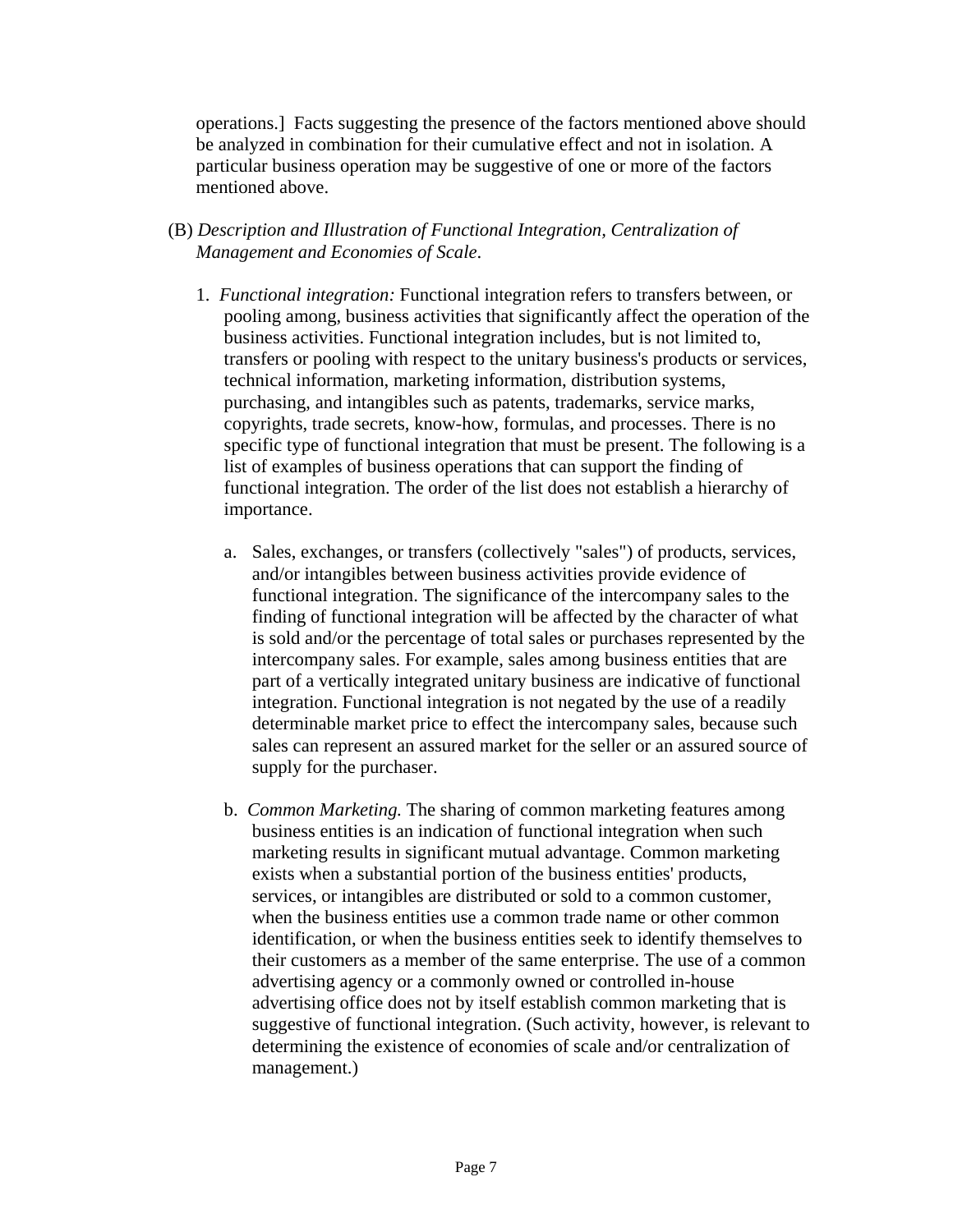operations.] Facts suggesting the presence of the factors mentioned above should be analyzed in combination for their cumulative effect and not in isolation. A particular business operation may be suggestive of one or more of the factors mentioned above.

(B) *Description and Illustration of Functional Integration, Centralization of Management and Economies of Scale.*

1. *Functional integration:* Functional integration refers to transfers between, or pooling among, business activities that significantly affect the operation of the business activities. Functional integration includes, but is not limited to, transfers or pooling with respect to the unitary business's products or services, technical information, marketing information, distribution systems, purchasing, and intangibles such as patents, trademarks, service marks, copyrights, trade secrets, know-how, formulas, and processes. There is no specific type of functional integration that must be present. The following is a list of examples of business operations that can support the finding of functional integration. The order of the list does not establish a hierarchy of importance.

   a. Sales, exchanges, or transfers (collectively "sales") of products, services, and/or intangibles between business activities provide evidence of functional integration. The significance of the intercompany sales to the finding of functional integration will be affected by the character of what is sold and/or the percentage of total sales or purchases represented by the intercompany sales. For example, sales among business entities that are part of a vertically integrated unitary business are indicative of functional integration. Functional integration is not negated by the use of a readily determinable market price to effect the intercompany sales, because such sales can represent an assured market for the seller or an assured source of supply for the purchaser.

   b. *Common Marketing.* The sharing of common marketing features among business entities is an indication of functional integration when such marketing results in significant mutual advantage. Common marketing exists when a substantial portion of the business entities' products, services, or intangibles are distributed or sold to a common customer, when the business entities use a common trade name or other common identification, or when the business entities seek to identify themselves to their customers as a member of the same enterprise. The use of a common advertising agency or a commonly owned or controlled in-house advertising office does not by itself establish common marketing that is suggestive of functional integration. (Such activity, however, is relevant to determining the existence of economies of scale and/or centralization of management.)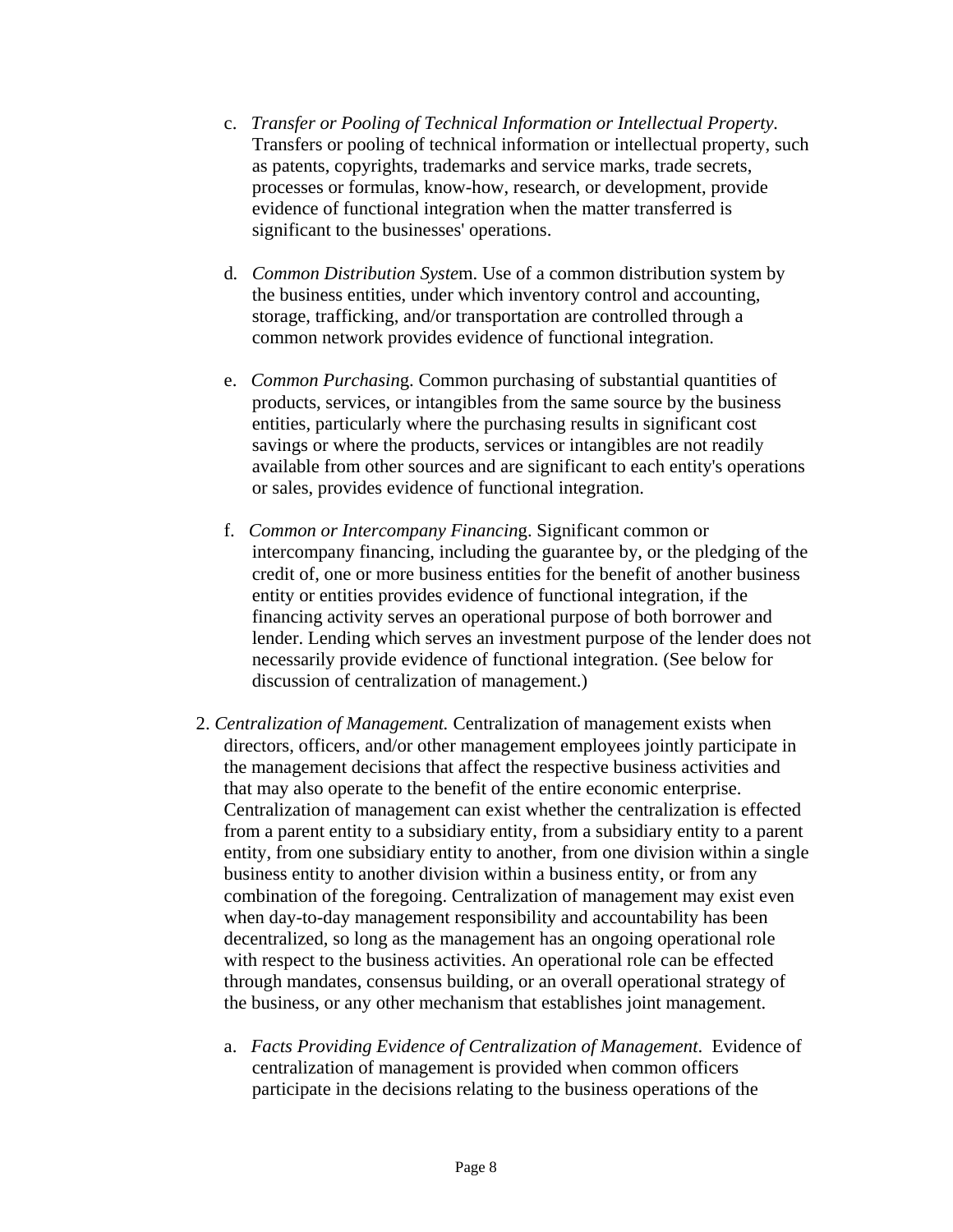c. *Transfer or Pooling of Technical Information or Intellectual Property.* Transfers or pooling of technical information or intellectual property, such as patents, copyrights, trademarks and service marks, trade secrets, processes or formulas, know-how, research, or development, provide evidence of functional integration when the matter transferred is significant to the businesses' operations.

d. *Common Distribution System*. Use of a common distribution system by the business entities, under which inventory control and accounting, storage, trafficking, and/or transportation are controlled through a common network provides evidence of functional integration.

e. *Common Purchasing*. Common purchasing of substantial quantities of products, services, or intangibles from the same source by the business entities, particularly where the purchasing results in significant cost savings or where the products, services or intangibles are not readily available from other sources and are significant to each entity's operations or sales, provides evidence of functional integration.

f. *Common or Intercompany Financing*. Significant common or intercompany financing, including the guarantee by, or the pledging of the credit of, one or more business entities for the benefit of another business entity or entities provides evidence of functional integration, if the financing activity serves an operational purpose of both borrower and lender. Lending which serves an investment purpose of the lender does not necessarily provide evidence of functional integration. (See below for discussion of centralization of management.)

2. *Centralization of Management.* Centralization of management exists when directors, officers, and/or other management employees jointly participate in the management decisions that affect the respective business activities and that may also operate to the benefit of the entire economic enterprise. Centralization of management can exist whether the centralization is effected from a parent entity to a subsidiary entity, from a subsidiary entity to a parent entity, from one subsidiary entity to another, from one division within a single business entity to another division within a business entity, or from any combination of the foregoing. Centralization of management may exist even when day-to-day management responsibility and accountability has been decentralized, so long as the management has an ongoing operational role with respect to the business activities. An operational role can be effected through mandates, consensus building, or an overall operational strategy of the business, or any other mechanism that establishes joint management.

   a. *Facts Providing Evidence of Centralization of Management*. Evidence of centralization of management is provided when common officers participate in the decisions relating to the business operations of the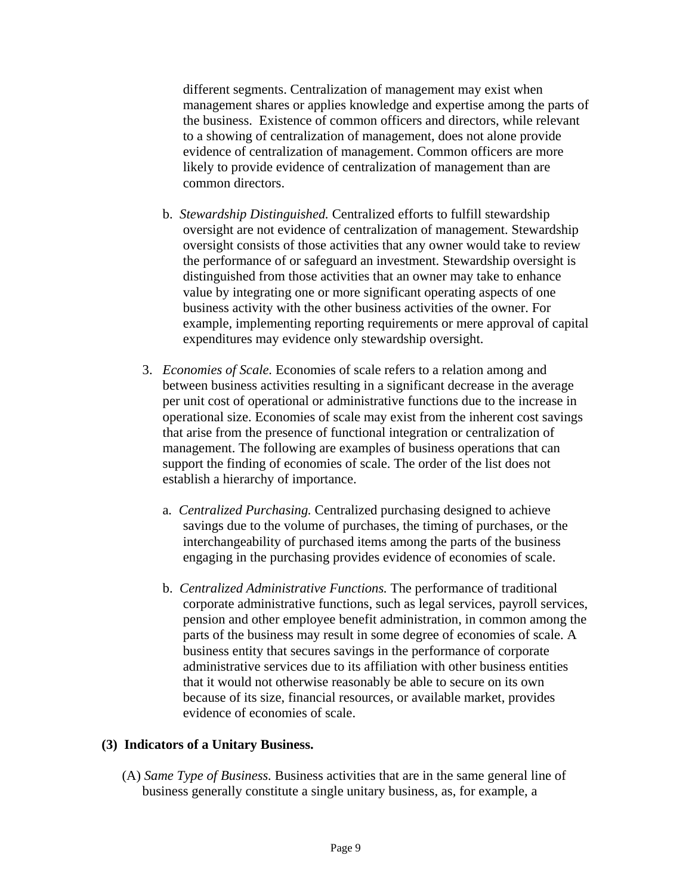different segments. Centralization of management may exist when management shares or applies knowledge and expertise among the parts of the business. Existence of common officers and directors, while relevant to a showing of centralization of management, does not alone provide evidence of centralization of management. Common officers are more likely to provide evidence of centralization of management than are common directors.

b. *Stewardship Distinguished.* Centralized efforts to fulfill stewardship oversight are not evidence of centralization of management. Stewardship oversight consists of those activities that any owner would take to review the performance of or safeguard an investment. Stewardship oversight is distinguished from those activities that an owner may take to enhance value by integrating one or more significant operating aspects of one business activity with the other business activities of the owner. For example, implementing reporting requirements or mere approval of capital expenditures may evidence only stewardship oversight.

3. *Economies of Scale.* Economies of scale refers to a relation among and between business activities resulting in a significant decrease in the average per unit cost of operational or administrative functions due to the increase in operational size. Economies of scale may exist from the inherent cost savings that arise from the presence of functional integration or centralization of management. The following are examples of business operations that can support the finding of economies of scale. The order of the list does not establish a hierarchy of importance.

a. *Centralized Purchasing.* Centralized purchasing designed to achieve savings due to the volume of purchases, the timing of purchases, or the interchangeability of purchased items among the parts of the business engaging in the purchasing provides evidence of economies of scale.

b. *Centralized Administrative Functions.* The performance of traditional corporate administrative functions, such as legal services, payroll services, pension and other employee benefit administration, in common among the parts of the business may result in some degree of economies of scale. A business entity that secures savings in the performance of corporate administrative services due to its affiliation with other business entities that it would not otherwise reasonably be able to secure on its own because of its size, financial resources, or available market, provides evidence of economies of scale.

**(3) Indicators of a Unitary Business.**

(A) *Same Type of Business.* Business activities that are in the same general line of business generally constitute a single unitary business, as, for example, a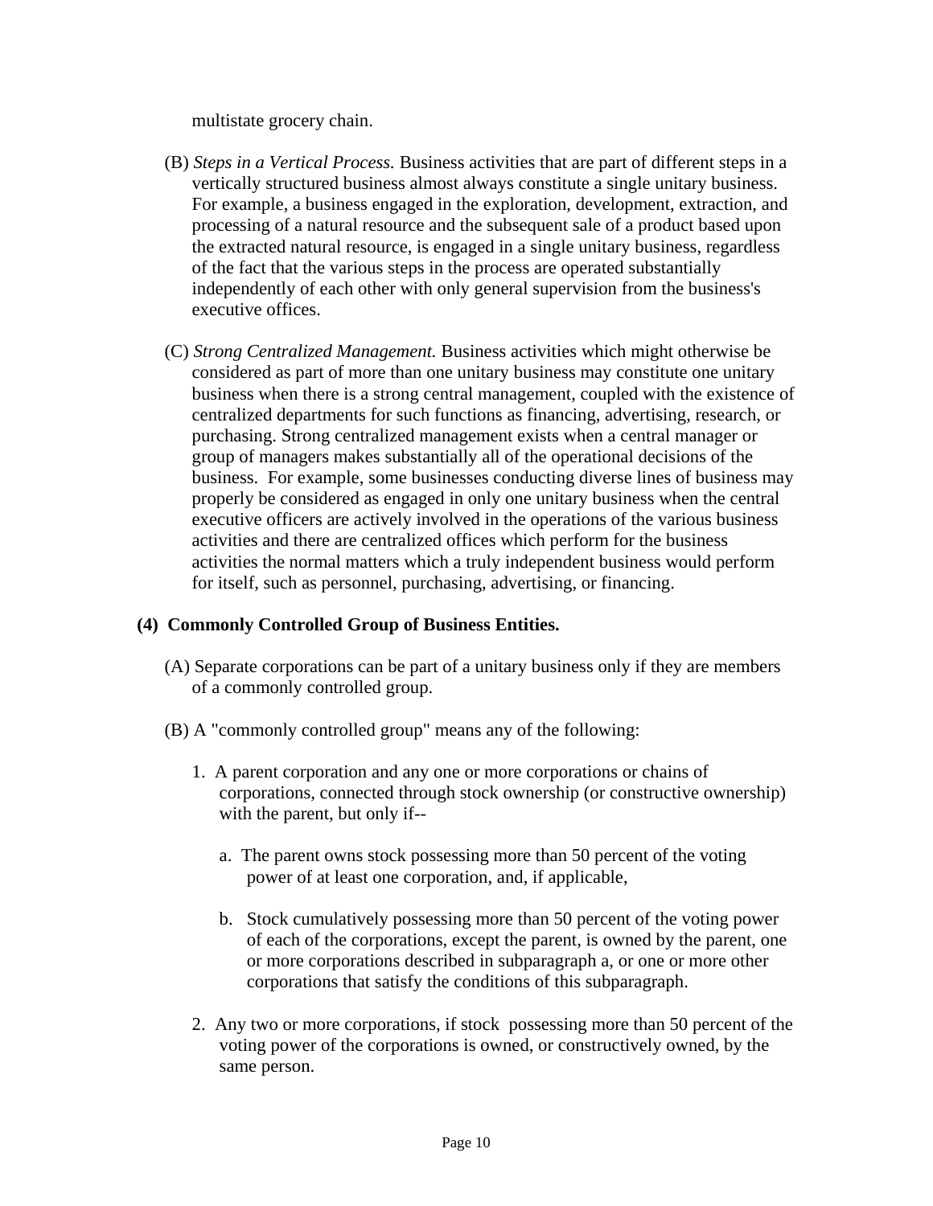multistate grocery chain.

(B) *Steps in a Vertical Process.* Business activities that are part of different steps in a vertically structured business almost always constitute a single unitary business. For example, a business engaged in the exploration, development, extraction, and processing of a natural resource and the subsequent sale of a product based upon the extracted natural resource, is engaged in a single unitary business, regardless of the fact that the various steps in the process are operated substantially independently of each other with only general supervision from the business's executive offices.

(C) *Strong Centralized Management.* Business activities which might otherwise be considered as part of more than one unitary business may constitute one unitary business when there is a strong central management, coupled with the existence of centralized departments for such functions as financing, advertising, research, or purchasing. Strong centralized management exists when a central manager or group of managers makes substantially all of the operational decisions of the business. For example, some businesses conducting diverse lines of business may properly be considered as engaged in only one unitary business when the central executive officers are actively involved in the operations of the various business activities and there are centralized offices which perform for the business activities the normal matters which a truly independent business would perform for itself, such as personnel, purchasing, advertising, or financing.

**(4) Commonly Controlled Group of Business Entities.**

(A) Separate corporations can be part of a unitary business only if they are members of a commonly controlled group.

(B) A "commonly controlled group" means any of the following:

1. A parent corporation and any one or more corporations or chains of corporations, connected through stock ownership (or constructive ownership) with the parent, but only if--

   a. The parent owns stock possessing more than 50 percent of the voting power of at least one corporation, and, if applicable,

   b. Stock cumulatively possessing more than 50 percent of the voting power of each of the corporations, except the parent, is owned by the parent, one or more corporations described in subparagraph a, or one or more other corporations that satisfy the conditions of this subparagraph.

2. Any two or more corporations, if stock possessing more than 50 percent of the voting power of the corporations is owned, or constructively owned, by the same person.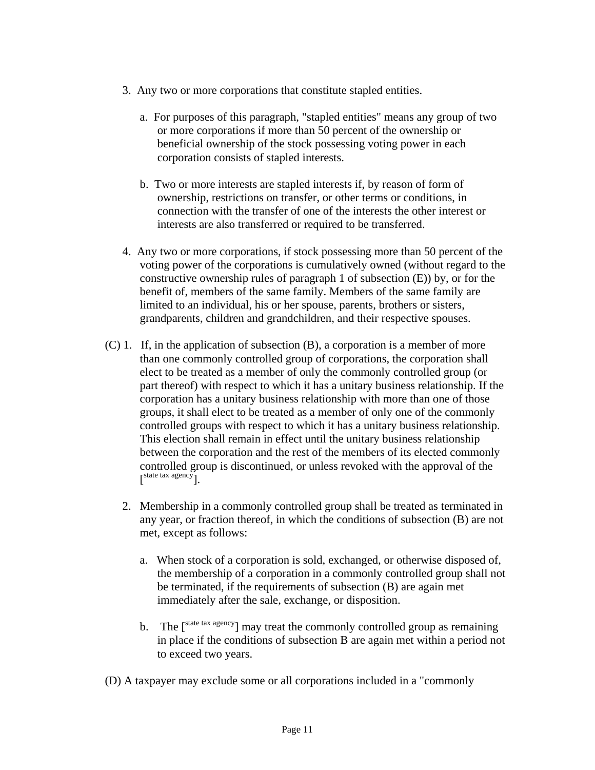3. Any two or more corporations that constitute stapled entities.

    a. For purposes of this paragraph, "stapled entities" means any group of two or more corporations if more than 50 percent of the ownership or beneficial ownership of the stock possessing voting power in each corporation consists of stapled interests.

    b. Two or more interests are stapled interests if, by reason of form of ownership, restrictions on transfer, or other terms or conditions, in connection with the transfer of one of the interests the other interest or interests are also transferred or required to be transferred.

4. Any two or more corporations, if stock possessing more than 50 percent of the voting power of the corporations is cumulatively owned (without regard to the constructive ownership rules of paragraph 1 of subsection (E)) by, or for the benefit of, members of the same family. Members of the same family are limited to an individual, his or her spouse, parents, brothers or sisters, grandparents, children and grandchildren, and their respective spouses.

(C) 1. If, in the application of subsection (B), a corporation is a member of more than one commonly controlled group of corporations, the corporation shall elect to be treated as a member of only the commonly controlled group (or part thereof) with respect to which it has a unitary business relationship. If the corporation has a unitary business relationship with more than one of those groups, it shall elect to be treated as a member of only one of the commonly controlled groups with respect to which it has a unitary business relationship. This election shall remain in effect until the unitary business relationship between the corporation and the rest of the members of its elected commonly controlled group is discontinued, or unless revoked with the approval of the [state tax agency].

2. Membership in a commonly controlled group shall be treated as terminated in any year, or fraction thereof, in which the conditions of subsection (B) are not met, except as follows:

    a. When stock of a corporation is sold, exchanged, or otherwise disposed of, the membership of a corporation in a commonly controlled group shall not be terminated, if the requirements of subsection (B) are again met immediately after the sale, exchange, or disposition.

    b. The [state tax agency] may treat the commonly controlled group as remaining in place if the conditions of subsection B are again met within a period not to exceed two years.

(D) A taxpayer may exclude some or all corporations included in a "commonly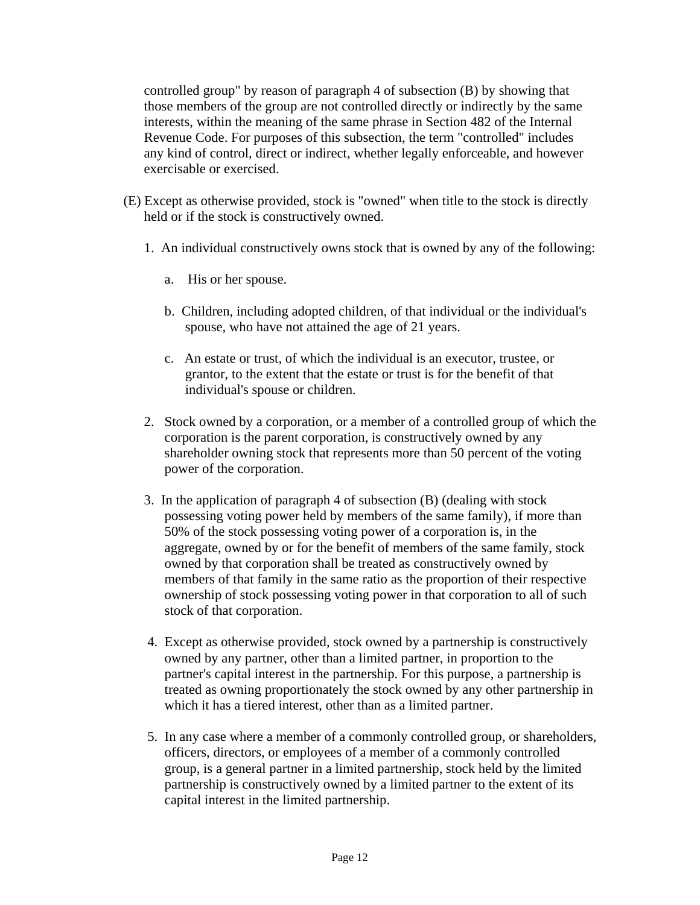controlled group" by reason of paragraph 4 of subsection (B) by showing that those members of the group are not controlled directly or indirectly by the same interests, within the meaning of the same phrase in Section 482 of the Internal Revenue Code. For purposes of this subsection, the term "controlled" includes any kind of control, direct or indirect, whether legally enforceable, and however exercisable or exercised.

(E) Except as otherwise provided, stock is "owned" when title to the stock is directly held or if the stock is constructively owned.

1. An individual constructively owns stock that is owned by any of the following:

   a. His or her spouse.

   b. Children, including adopted children, of that individual or the individual's spouse, who have not attained the age of 21 years.

   c. An estate or trust, of which the individual is an executor, trustee, or grantor, to the extent that the estate or trust is for the benefit of that individual's spouse or children.

2. Stock owned by a corporation, or a member of a controlled group of which the corporation is the parent corporation, is constructively owned by any shareholder owning stock that represents more than 50 percent of the voting power of the corporation.

3. In the application of paragraph 4 of subsection (B) (dealing with stock possessing voting power held by members of the same family), if more than 50% of the stock possessing voting power of a corporation is, in the aggregate, owned by or for the benefit of members of the same family, stock owned by that corporation shall be treated as constructively owned by members of that family in the same ratio as the proportion of their respective ownership of stock possessing voting power in that corporation to all of such stock of that corporation.

4. Except as otherwise provided, stock owned by a partnership is constructively owned by any partner, other than a limited partner, in proportion to the partner's capital interest in the partnership. For this purpose, a partnership is treated as owning proportionately the stock owned by any other partnership in which it has a tiered interest, other than as a limited partner.

5. In any case where a member of a commonly controlled group, or shareholders, officers, directors, or employees of a member of a commonly controlled group, is a general partner in a limited partnership, stock held by the limited partnership is constructively owned by a limited partner to the extent of its capital interest in the limited partnership.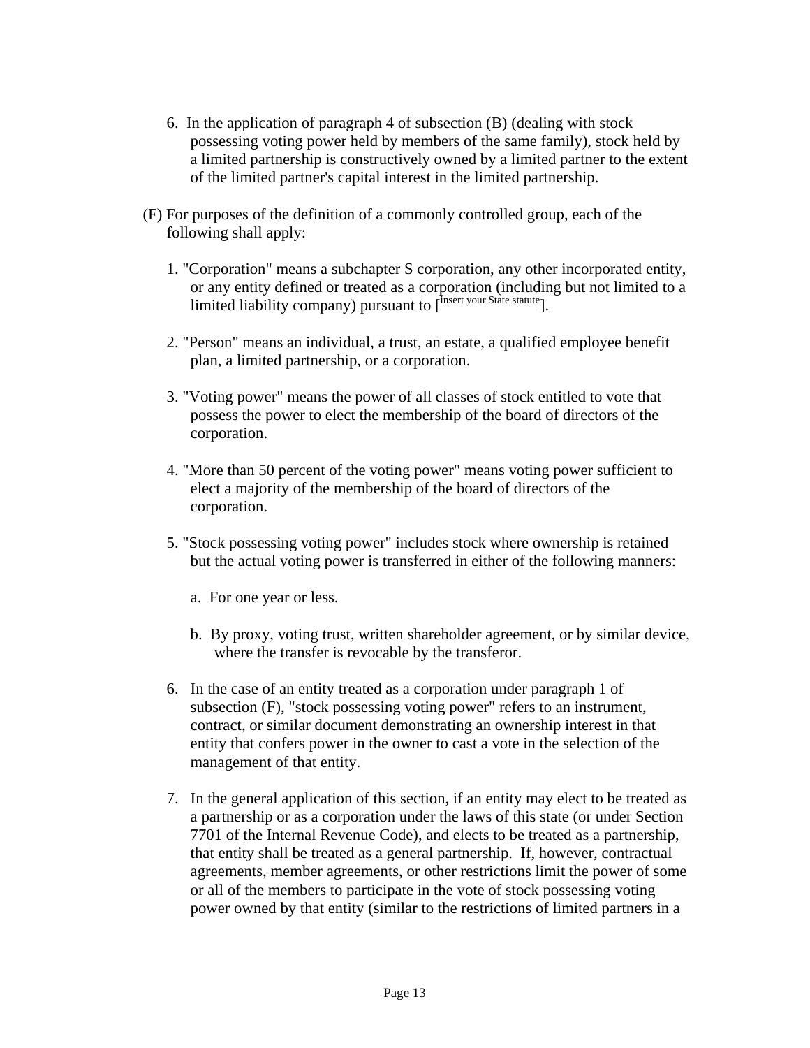6. In the application of paragraph 4 of subsection (B) (dealing with stock possessing voting power held by members of the same family), stock held by a limited partnership is constructively owned by a limited partner to the extent of the limited partner's capital interest in the limited partnership.

(F) For purposes of the definition of a commonly controlled group, each of the following shall apply:

1. "Corporation" means a subchapter S corporation, any other incorporated entity, or any entity defined or treated as a corporation (including but not limited to a limited liability company) pursuant to [insert your State statute].

2. "Person" means an individual, a trust, an estate, a qualified employee benefit plan, a limited partnership, or a corporation.

3. "Voting power" means the power of all classes of stock entitled to vote that possess the power to elect the membership of the board of directors of the corporation.

4. "More than 50 percent of the voting power" means voting power sufficient to elect a majority of the membership of the board of directors of the corporation.

5. "Stock possessing voting power" includes stock where ownership is retained but the actual voting power is transferred in either of the following manners:

   a. For one year or less.

   b. By proxy, voting trust, written shareholder agreement, or by similar device, where the transfer is revocable by the transferor.

6. In the case of an entity treated as a corporation under paragraph 1 of subsection (F), "stock possessing voting power" refers to an instrument, contract, or similar document demonstrating an ownership interest in that entity that confers power in the owner to cast a vote in the selection of the management of that entity.

7. In the general application of this section, if an entity may elect to be treated as a partnership or as a corporation under the laws of this state (or under Section 7701 of the Internal Revenue Code), and elects to be treated as a partnership, that entity shall be treated as a general partnership. If, however, contractual agreements, member agreements, or other restrictions limit the power of some or all of the members to participate in the vote of stock possessing voting power owned by that entity (similar to the restrictions of limited partners in a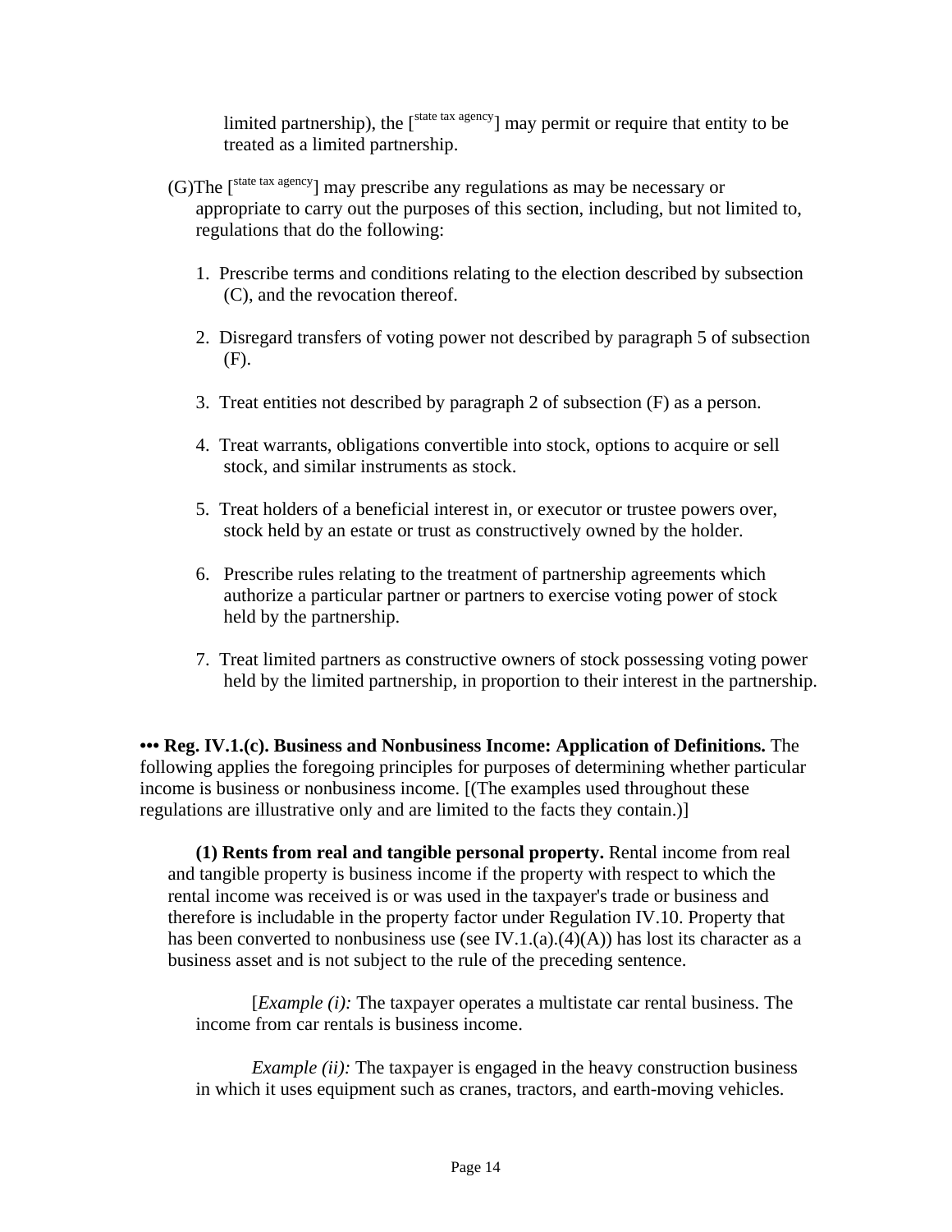limited partnership), the [state tax agency] may permit or require that entity to be treated as a limited partnership.

(G)The [state tax agency] may prescribe any regulations as may be necessary or appropriate to carry out the purposes of this section, including, but not limited to, regulations that do the following:

1. Prescribe terms and conditions relating to the election described by subsection (C), and the revocation thereof.

2. Disregard transfers of voting power not described by paragraph 5 of subsection (F).

3. Treat entities not described by paragraph 2 of subsection (F) as a person.

4. Treat warrants, obligations convertible into stock, options to acquire or sell stock, and similar instruments as stock.

5. Treat holders of a beneficial interest in, or executor or trustee powers over, stock held by an estate or trust as constructively owned by the holder.

6. Prescribe rules relating to the treatment of partnership agreements which authorize a particular partner or partners to exercise voting power of stock held by the partnership.

7. Treat limited partners as constructive owners of stock possessing voting power held by the limited partnership, in proportion to their interest in the partnership.

**••• Reg. IV.1.(c). Business and Nonbusiness Income: Application of Definitions.** The following applies the foregoing principles for purposes of determining whether particular income is business or nonbusiness income. [(The examples used throughout these regulations are illustrative only and are limited to the facts they contain.)]

**(1) Rents from real and tangible personal property.** Rental income from real and tangible property is business income if the property with respect to which the rental income was received is or was used in the taxpayer's trade or business and therefore is includable in the property factor under Regulation IV.10. Property that has been converted to nonbusiness use (see IV.1.(a).(4)(A)) has lost its character as a business asset and is not subject to the rule of the preceding sentence.

[*Example (i):* The taxpayer operates a multistate car rental business. The income from car rentals is business income.

*Example (ii):* The taxpayer is engaged in the heavy construction business in which it uses equipment such as cranes, tractors, and earth-moving vehicles.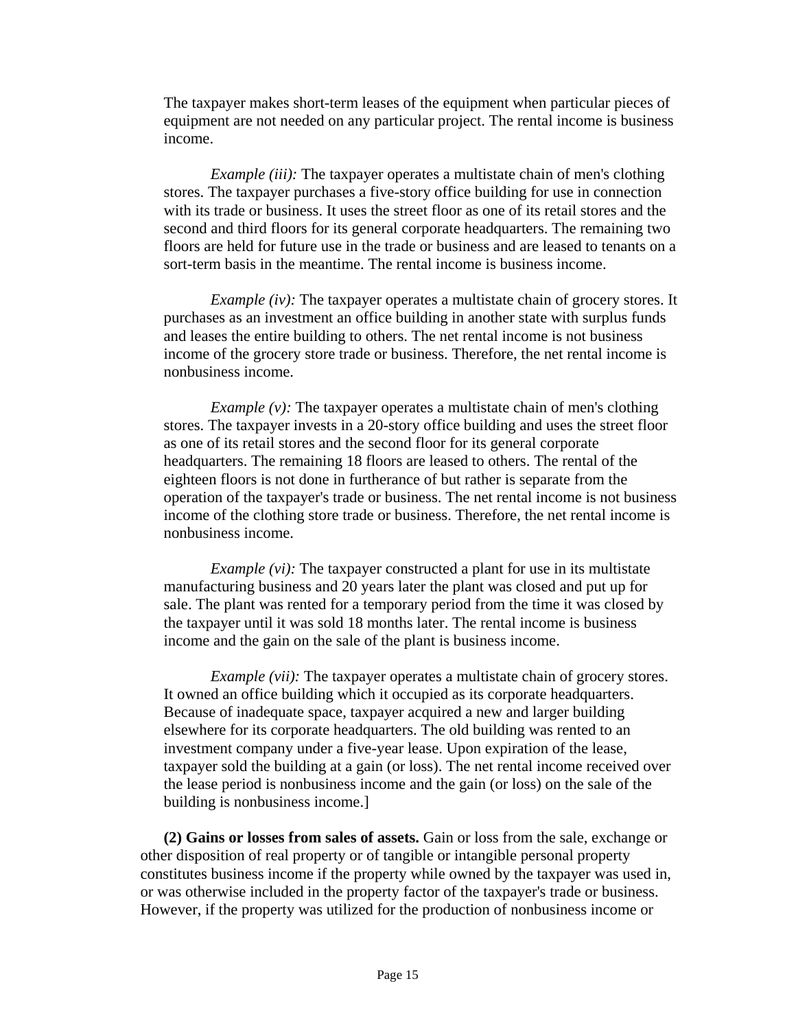The taxpayer makes short-term leases of the equipment when particular pieces of equipment are not needed on any particular project. The rental income is business income.

*Example (iii):* The taxpayer operates a multistate chain of men's clothing stores. The taxpayer purchases a five-story office building for use in connection with its trade or business. It uses the street floor as one of its retail stores and the second and third floors for its general corporate headquarters. The remaining two floors are held for future use in the trade or business and are leased to tenants on a sort-term basis in the meantime. The rental income is business income.

*Example (iv):* The taxpayer operates a multistate chain of grocery stores. It purchases as an investment an office building in another state with surplus funds and leases the entire building to others. The net rental income is not business income of the grocery store trade or business. Therefore, the net rental income is nonbusiness income.

*Example (v):* The taxpayer operates a multistate chain of men's clothing stores. The taxpayer invests in a 20-story office building and uses the street floor as one of its retail stores and the second floor for its general corporate headquarters. The remaining 18 floors are leased to others. The rental of the eighteen floors is not done in furtherance of but rather is separate from the operation of the taxpayer's trade or business. The net rental income is not business income of the clothing store trade or business. Therefore, the net rental income is nonbusiness income.

*Example (vi):* The taxpayer constructed a plant for use in its multistate manufacturing business and 20 years later the plant was closed and put up for sale. The plant was rented for a temporary period from the time it was closed by the taxpayer until it was sold 18 months later. The rental income is business income and the gain on the sale of the plant is business income.

*Example (vii):* The taxpayer operates a multistate chain of grocery stores. It owned an office building which it occupied as its corporate headquarters. Because of inadequate space, taxpayer acquired a new and larger building elsewhere for its corporate headquarters. The old building was rented to an investment company under a five-year lease. Upon expiration of the lease, taxpayer sold the building at a gain (or loss). The net rental income received over the lease period is nonbusiness income and the gain (or loss) on the sale of the building is nonbusiness income.]

**(2) Gains or losses from sales of assets.** Gain or loss from the sale, exchange or other disposition of real property or of tangible or intangible personal property constitutes business income if the property while owned by the taxpayer was used in, or was otherwise included in the property factor of the taxpayer's trade or business. However, if the property was utilized for the production of nonbusiness income or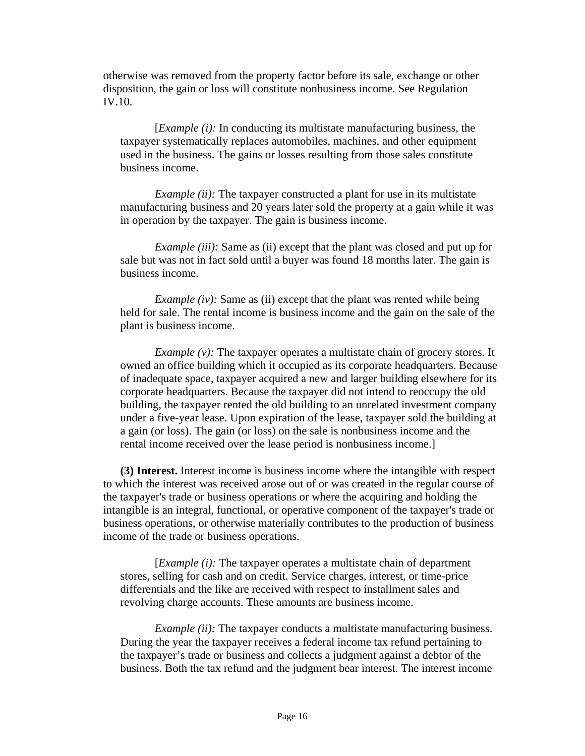otherwise was removed from the property factor before its sale, exchange or other disposition, the gain or loss will constitute nonbusiness income. See Regulation IV.10.

[*Example (i):* In conducting its multistate manufacturing business, the taxpayer systematically replaces automobiles, machines, and other equipment used in the business. The gains or losses resulting from those sales constitute business income.

*Example (ii):* The taxpayer constructed a plant for use in its multistate manufacturing business and 20 years later sold the property at a gain while it was in operation by the taxpayer. The gain is business income.

*Example (iii):* Same as (ii) except that the plant was closed and put up for sale but was not in fact sold until a buyer was found 18 months later. The gain is business income.

*Example (iv):* Same as (ii) except that the plant was rented while being held for sale. The rental income is business income and the gain on the sale of the plant is business income.

*Example (v):* The taxpayer operates a multistate chain of grocery stores. It owned an office building which it occupied as its corporate headquarters. Because of inadequate space, taxpayer acquired a new and larger building elsewhere for its corporate headquarters. Because the taxpayer did not intend to reoccupy the old building, the taxpayer rented the old building to an unrelated investment company under a five-year lease. Upon expiration of the lease, taxpayer sold the building at a gain (or loss). The gain (or loss) on the sale is nonbusiness income and the rental income received over the lease period is nonbusiness income.]

**(3) Interest.** Interest income is business income where the intangible with respect to which the interest was received arose out of or was created in the regular course of the taxpayer's trade or business operations or where the acquiring and holding the intangible is an integral, functional, or operative component of the taxpayer's trade or business operations, or otherwise materially contributes to the production of business income of the trade or business operations.

[*Example (i):* The taxpayer operates a multistate chain of department stores, selling for cash and on credit. Service charges, interest, or time-price differentials and the like are received with respect to installment sales and revolving charge accounts. These amounts are business income.

*Example (ii):* The taxpayer conducts a multistate manufacturing business. During the year the taxpayer receives a federal income tax refund pertaining to the taxpayer's trade or business and collects a judgment against a debtor of the business. Both the tax refund and the judgment bear interest. The interest income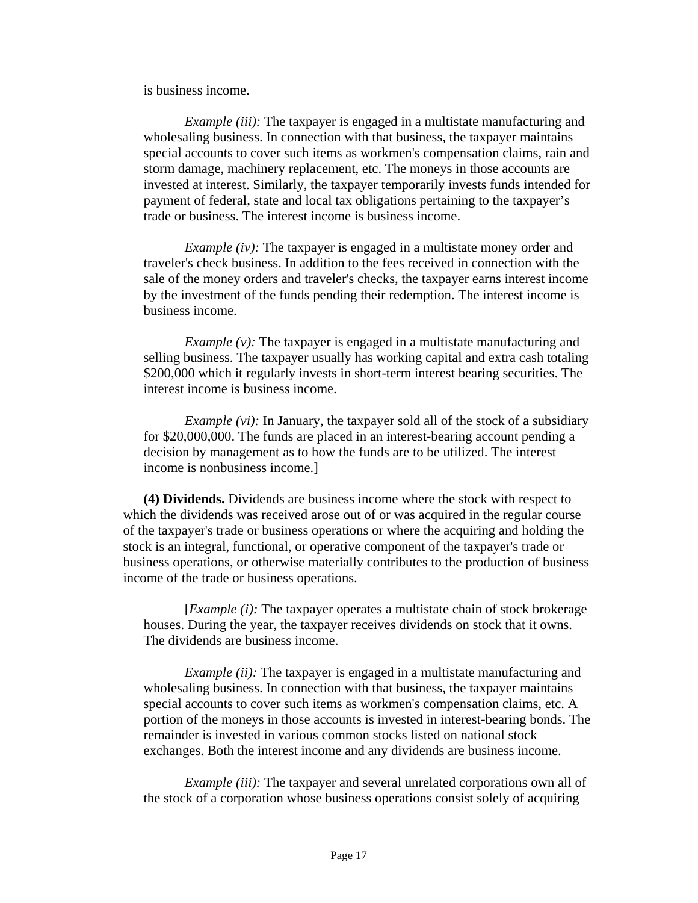is business income.

*Example (iii):* The taxpayer is engaged in a multistate manufacturing and wholesaling business. In connection with that business, the taxpayer maintains special accounts to cover such items as workmen's compensation claims, rain and storm damage, machinery replacement, etc. The moneys in those accounts are invested at interest. Similarly, the taxpayer temporarily invests funds intended for payment of federal, state and local tax obligations pertaining to the taxpayer's trade or business. The interest income is business income.

*Example (iv):* The taxpayer is engaged in a multistate money order and traveler's check business. In addition to the fees received in connection with the sale of the money orders and traveler's checks, the taxpayer earns interest income by the investment of the funds pending their redemption. The interest income is business income.

*Example (v):* The taxpayer is engaged in a multistate manufacturing and selling business. The taxpayer usually has working capital and extra cash totaling $200,000 which it regularly invests in short-term interest bearing securities. The interest income is business income.

*Example (vi):* In January, the taxpayer sold all of the stock of a subsidiary for $20,000,000. The funds are placed in an interest-bearing account pending a decision by management as to how the funds are to be utilized. The interest income is nonbusiness income.]

**(4) Dividends.** Dividends are business income where the stock with respect to which the dividends was received arose out of or was acquired in the regular course of the taxpayer's trade or business operations or where the acquiring and holding the stock is an integral, functional, or operative component of the taxpayer's trade or business operations, or otherwise materially contributes to the production of business income of the trade or business operations.

[*Example (i):* The taxpayer operates a multistate chain of stock brokerage houses. During the year, the taxpayer receives dividends on stock that it owns. The dividends are business income.

*Example (ii):* The taxpayer is engaged in a multistate manufacturing and wholesaling business. In connection with that business, the taxpayer maintains special accounts to cover such items as workmen's compensation claims, etc. A portion of the moneys in those accounts is invested in interest-bearing bonds. The remainder is invested in various common stocks listed on national stock exchanges. Both the interest income and any dividends are business income.

*Example (iii):* The taxpayer and several unrelated corporations own all of the stock of a corporation whose business operations consist solely of acquiring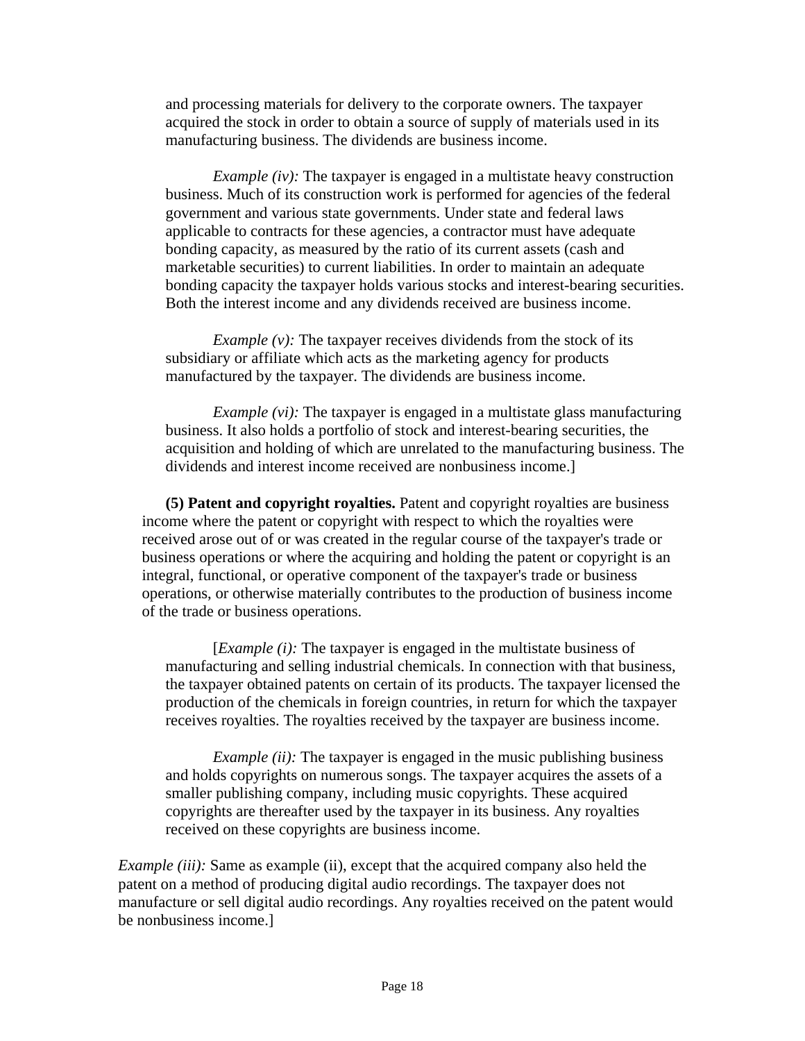and processing materials for delivery to the corporate owners. The taxpayer acquired the stock in order to obtain a source of supply of materials used in its manufacturing business. The dividends are business income.

*Example (iv):* The taxpayer is engaged in a multistate heavy construction business. Much of its construction work is performed for agencies of the federal government and various state governments. Under state and federal laws applicable to contracts for these agencies, a contractor must have adequate bonding capacity, as measured by the ratio of its current assets (cash and marketable securities) to current liabilities. In order to maintain an adequate bonding capacity the taxpayer holds various stocks and interest-bearing securities. Both the interest income and any dividends received are business income.

*Example (v):* The taxpayer receives dividends from the stock of its subsidiary or affiliate which acts as the marketing agency for products manufactured by the taxpayer. The dividends are business income.

*Example (vi):* The taxpayer is engaged in a multistate glass manufacturing business. It also holds a portfolio of stock and interest-bearing securities, the acquisition and holding of which are unrelated to the manufacturing business. The dividends and interest income received are nonbusiness income.]

**(5) Patent and copyright royalties.** Patent and copyright royalties are business income where the patent or copyright with respect to which the royalties were received arose out of or was created in the regular course of the taxpayer's trade or business operations or where the acquiring and holding the patent or copyright is an integral, functional, or operative component of the taxpayer's trade or business operations, or otherwise materially contributes to the production of business income of the trade or business operations.

[*Example (i):* The taxpayer is engaged in the multistate business of manufacturing and selling industrial chemicals. In connection with that business, the taxpayer obtained patents on certain of its products. The taxpayer licensed the production of the chemicals in foreign countries, in return for which the taxpayer receives royalties. The royalties received by the taxpayer are business income.

*Example (ii):* The taxpayer is engaged in the music publishing business and holds copyrights on numerous songs. The taxpayer acquires the assets of a smaller publishing company, including music copyrights. These acquired copyrights are thereafter used by the taxpayer in its business. Any royalties received on these copyrights are business income.

*Example (iii):* Same as example (ii), except that the acquired company also held the patent on a method of producing digital audio recordings. The taxpayer does not manufacture or sell digital audio recordings. Any royalties received on the patent would be nonbusiness income.]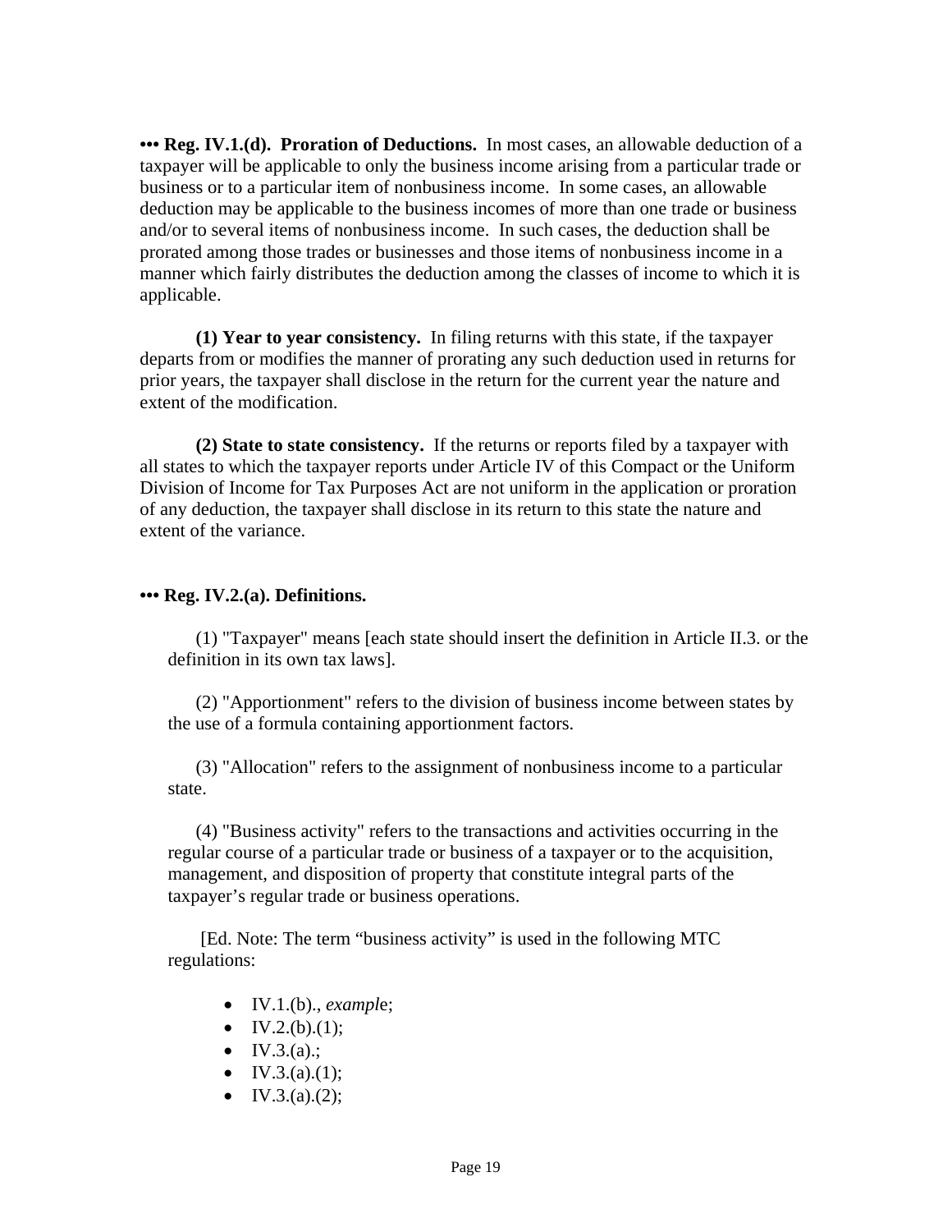**••• Reg. IV.1.(d). Proration of Deductions.** In most cases, an allowable deduction of a taxpayer will be applicable to only the business income arising from a particular trade or business or to a particular item of nonbusiness income. In some cases, an allowable deduction may be applicable to the business incomes of more than one trade or business and/or to several items of nonbusiness income. In such cases, the deduction shall be prorated among those trades or businesses and those items of nonbusiness income in a manner which fairly distributes the deduction among the classes of income to which it is applicable.

**(1) Year to year consistency.** In filing returns with this state, if the taxpayer departs from or modifies the manner of prorating any such deduction used in returns for prior years, the taxpayer shall disclose in the return for the current year the nature and extent of the modification.

**(2) State to state consistency.** If the returns or reports filed by a taxpayer with all states to which the taxpayer reports under Article IV of this Compact or the Uniform Division of Income for Tax Purposes Act are not uniform in the application or proration of any deduction, the taxpayer shall disclose in its return to this state the nature and extent of the variance.

**••• Reg. IV.2.(a). Definitions.**

(1) "Taxpayer" means [each state should insert the definition in Article II.3. or the definition in its own tax laws].

(2) "Apportionment" refers to the division of business income between states by the use of a formula containing apportionment factors.

(3) "Allocation" refers to the assignment of nonbusiness income to a particular state.

(4) "Business activity" refers to the transactions and activities occurring in the regular course of a particular trade or business of a taxpayer or to the acquisition, management, and disposition of property that constitute integral parts of the taxpayer's regular trade or business operations.

[Ed. Note: The term "business activity" is used in the following MTC regulations:

- IV.1.(b)., *example*;
- IV.2.(b).(1);
- IV.3.(a).;
- IV.3.(a).(1);
- IV.3.(a).(2);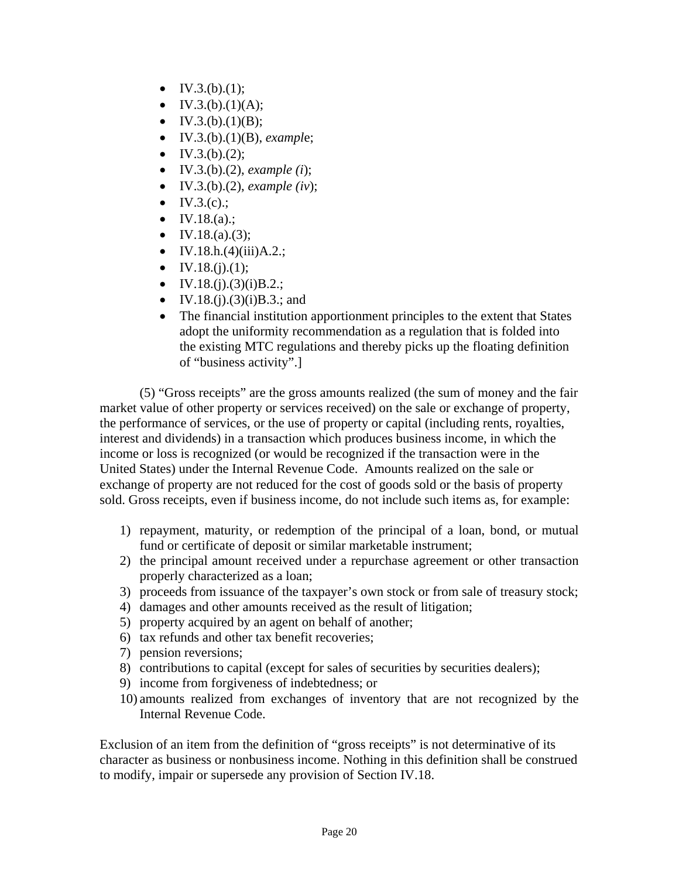- IV.3.(b).(1);
- IV.3.(b).(1)(A);
- IV.3.(b).(1)(B);
- IV.3.(b).(1)(B), *exampl*e;
- IV.3.(b).(2);
- IV.3.(b).(2), *example (i*);
- IV.3.(b).(2), *example (iv*);
- IV.3.(c).;
- IV.18.(a).;
- IV.18.(a).(3);
- IV.18.h.(4)(iii)A.2.;
- IV.18.(j).(1);
- IV.18.(j).(3)(i)B.2.;
- IV.18.(j).(3)(i)B.3.; and
- The financial institution apportionment principles to the extent that States adopt the uniformity recommendation as a regulation that is folded into the existing MTC regulations and thereby picks up the floating definition of "business activity".]

(5) "Gross receipts" are the gross amounts realized (the sum of money and the fair market value of other property or services received) on the sale or exchange of property, the performance of services, or the use of property or capital (including rents, royalties, interest and dividends) in a transaction which produces business income, in which the income or loss is recognized (or would be recognized if the transaction were in the United States) under the Internal Revenue Code. Amounts realized on the sale or exchange of property are not reduced for the cost of goods sold or the basis of property sold. Gross receipts, even if business income, do not include such items as, for example:

1) repayment, maturity, or redemption of the principal of a loan, bond, or mutual fund or certificate of deposit or similar marketable instrument;
2) the principal amount received under a repurchase agreement or other transaction properly characterized as a loan;
3) proceeds from issuance of the taxpayer's own stock or from sale of treasury stock;
4) damages and other amounts received as the result of litigation;
5) property acquired by an agent on behalf of another;
6) tax refunds and other tax benefit recoveries;
7) pension reversions;
8) contributions to capital (except for sales of securities by securities dealers);
9) income from forgiveness of indebtedness; or
10) amounts realized from exchanges of inventory that are not recognized by the Internal Revenue Code.

Exclusion of an item from the definition of "gross receipts" is not determinative of its character as business or nonbusiness income. Nothing in this definition shall be construed to modify, impair or supersede any provision of Section IV.18.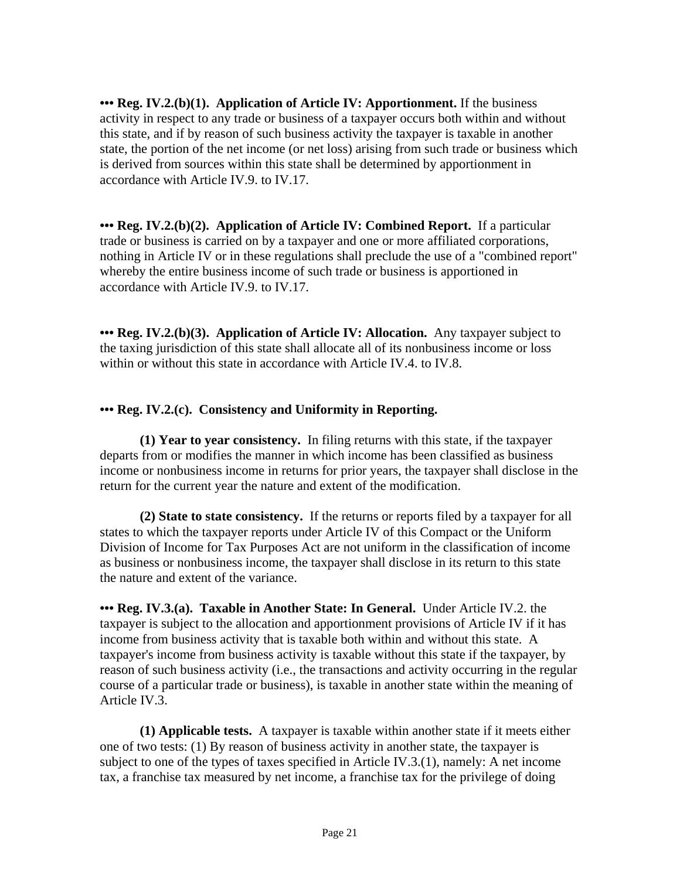**••• Reg. IV.2.(b)(1). Application of Article IV: Apportionment.** If the business activity in respect to any trade or business of a taxpayer occurs both within and without this state, and if by reason of such business activity the taxpayer is taxable in another state, the portion of the net income (or net loss) arising from such trade or business which is derived from sources within this state shall be determined by apportionment in accordance with Article IV.9. to IV.17.

**••• Reg. IV.2.(b)(2). Application of Article IV: Combined Report.** If a particular trade or business is carried on by a taxpayer and one or more affiliated corporations, nothing in Article IV or in these regulations shall preclude the use of a "combined report" whereby the entire business income of such trade or business is apportioned in accordance with Article IV.9. to IV.17.

**••• Reg. IV.2.(b)(3). Application of Article IV: Allocation.** Any taxpayer subject to the taxing jurisdiction of this state shall allocate all of its nonbusiness income or loss within or without this state in accordance with Article IV.4. to IV.8.

**••• Reg. IV.2.(c). Consistency and Uniformity in Reporting.**

**(1) Year to year consistency.** In filing returns with this state, if the taxpayer departs from or modifies the manner in which income has been classified as business income or nonbusiness income in returns for prior years, the taxpayer shall disclose in the return for the current year the nature and extent of the modification.

**(2) State to state consistency.** If the returns or reports filed by a taxpayer for all states to which the taxpayer reports under Article IV of this Compact or the Uniform Division of Income for Tax Purposes Act are not uniform in the classification of income as business or nonbusiness income, the taxpayer shall disclose in its return to this state the nature and extent of the variance.

**••• Reg. IV.3.(a). Taxable in Another State: In General.** Under Article IV.2. the taxpayer is subject to the allocation and apportionment provisions of Article IV if it has income from business activity that is taxable both within and without this state. A taxpayer's income from business activity is taxable without this state if the taxpayer, by reason of such business activity (i.e., the transactions and activity occurring in the regular course of a particular trade or business), is taxable in another state within the meaning of Article IV.3.

**(1) Applicable tests.** A taxpayer is taxable within another state if it meets either one of two tests: (1) By reason of business activity in another state, the taxpayer is subject to one of the types of taxes specified in Article IV.3.(1), namely: A net income tax, a franchise tax measured by net income, a franchise tax for the privilege of doing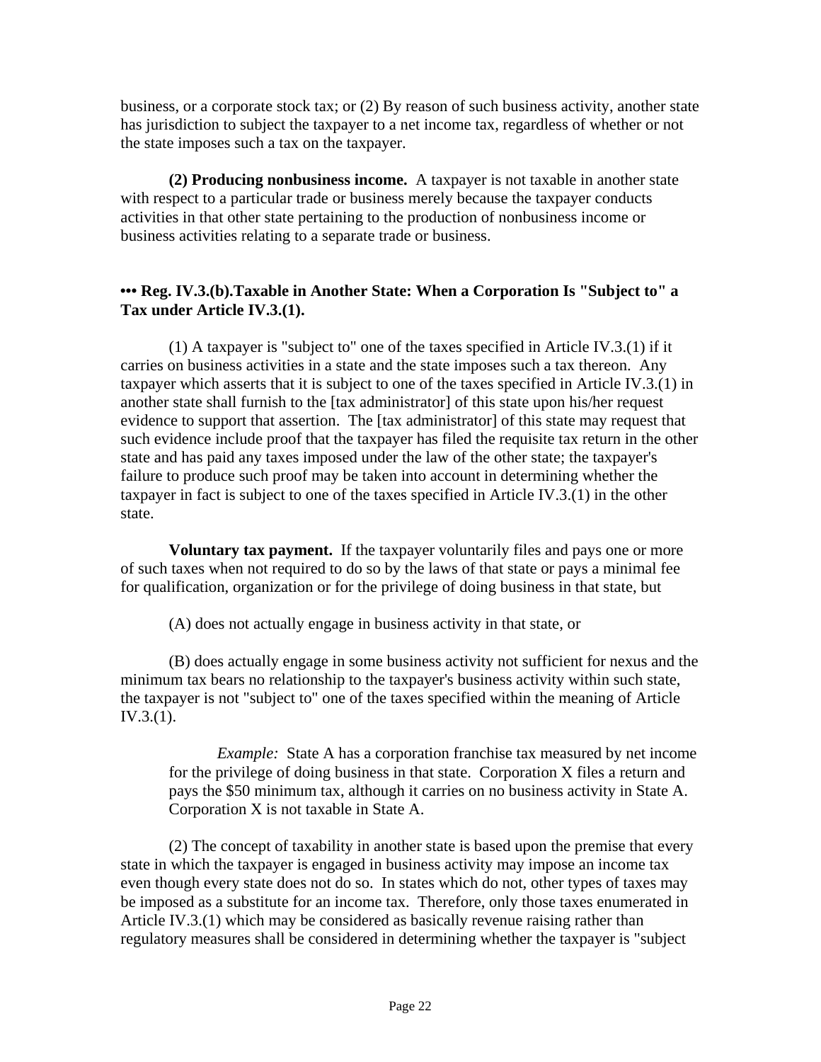business, or a corporate stock tax; or (2) By reason of such business activity, another state has jurisdiction to subject the taxpayer to a net income tax, regardless of whether or not the state imposes such a tax on the taxpayer.

**(2) Producing nonbusiness income.** A taxpayer is not taxable in another state with respect to a particular trade or business merely because the taxpayer conducts activities in that other state pertaining to the production of nonbusiness income or business activities relating to a separate trade or business.

### ••• Reg. IV.3.(b).Taxable in Another State: When a Corporation Is "Subject to" a Tax under Article IV.3.(1).

(1) A taxpayer is "subject to" one of the taxes specified in Article IV.3.(1) if it carries on business activities in a state and the state imposes such a tax thereon. Any taxpayer which asserts that it is subject to one of the taxes specified in Article IV.3.(1) in another state shall furnish to the [tax administrator] of this state upon his/her request evidence to support that assertion. The [tax administrator] of this state may request that such evidence include proof that the taxpayer has filed the requisite tax return in the other state and has paid any taxes imposed under the law of the other state; the taxpayer's failure to produce such proof may be taken into account in determining whether the taxpayer in fact is subject to one of the taxes specified in Article IV.3.(1) in the other state.

**Voluntary tax payment.** If the taxpayer voluntarily files and pays one or more of such taxes when not required to do so by the laws of that state or pays a minimal fee for qualification, organization or for the privilege of doing business in that state, but

(A) does not actually engage in business activity in that state, or

(B) does actually engage in some business activity not sufficient for nexus and the minimum tax bears no relationship to the taxpayer's business activity within such state, the taxpayer is not "subject to" one of the taxes specified within the meaning of Article IV.3.(1).

> *Example:* State A has a corporation franchise tax measured by net income for the privilege of doing business in that state. Corporation X files a return and pays the $50 minimum tax, although it carries on no business activity in State A. Corporation X is not taxable in State A.

(2) The concept of taxability in another state is based upon the premise that every state in which the taxpayer is engaged in business activity may impose an income tax even though every state does not do so. In states which do not, other types of taxes may be imposed as a substitute for an income tax. Therefore, only those taxes enumerated in Article IV.3.(1) which may be considered as basically revenue raising rather than regulatory measures shall be considered in determining whether the taxpayer is "subject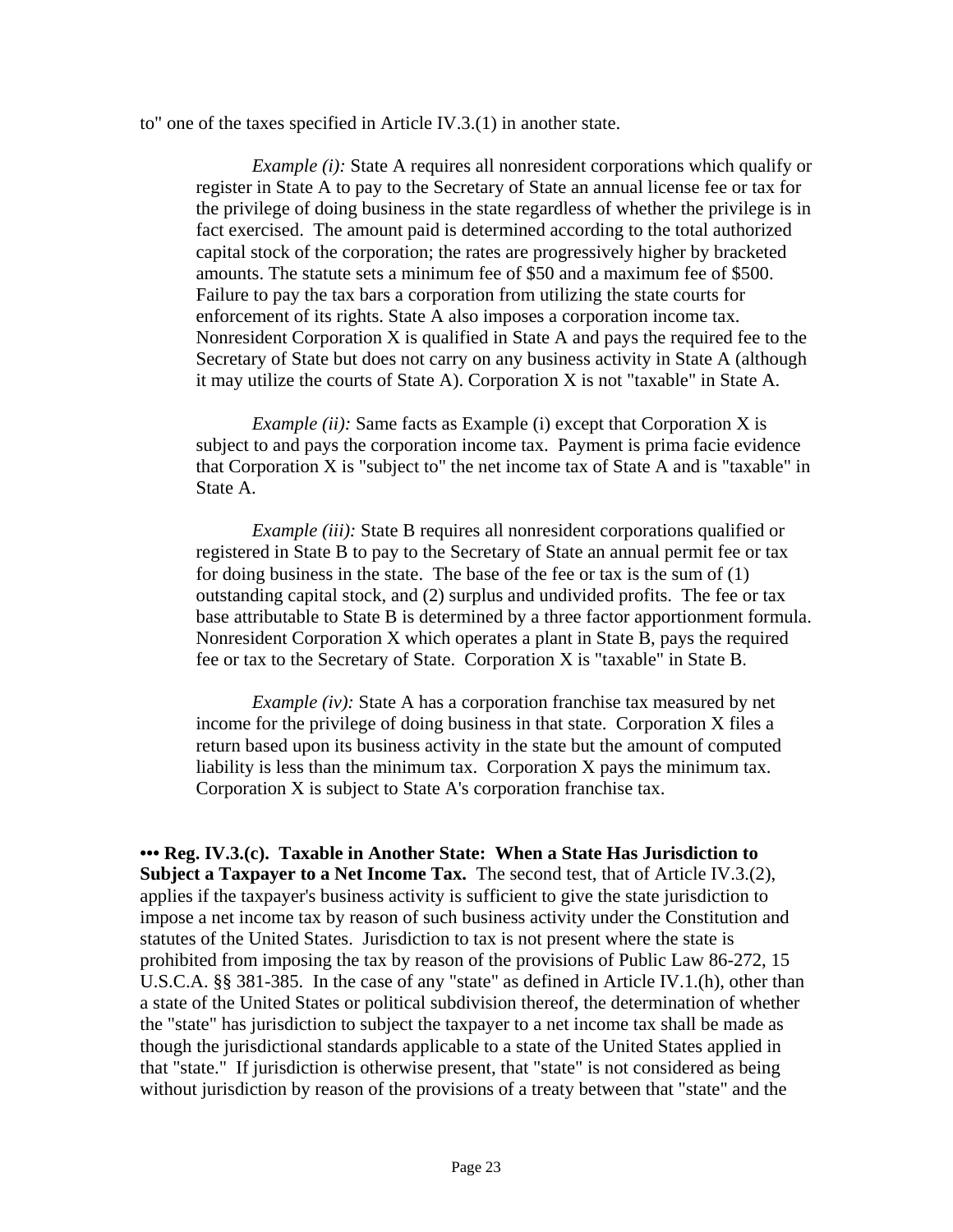to" one of the taxes specified in Article IV.3.(1) in another state.

> *Example (i):* State A requires all nonresident corporations which qualify or register in State A to pay to the Secretary of State an annual license fee or tax for the privilege of doing business in the state regardless of whether the privilege is in fact exercised. The amount paid is determined according to the total authorized capital stock of the corporation; the rates are progressively higher by bracketed amounts. The statute sets a minimum fee of $50 and a maximum fee of $500. Failure to pay the tax bars a corporation from utilizing the state courts for enforcement of its rights. State A also imposes a corporation income tax. Nonresident Corporation X is qualified in State A and pays the required fee to the Secretary of State but does not carry on any business activity in State A (although it may utilize the courts of State A). Corporation X is not "taxable" in State A.

> *Example (ii):* Same facts as Example (i) except that Corporation X is subject to and pays the corporation income tax. Payment is prima facie evidence that Corporation X is "subject to" the net income tax of State A and is "taxable" in State A.

> *Example (iii):* State B requires all nonresident corporations qualified or registered in State B to pay to the Secretary of State an annual permit fee or tax for doing business in the state. The base of the fee or tax is the sum of (1) outstanding capital stock, and (2) surplus and undivided profits. The fee or tax base attributable to State B is determined by a three factor apportionment formula. Nonresident Corporation X which operates a plant in State B, pays the required fee or tax to the Secretary of State. Corporation X is "taxable" in State B.

> *Example (iv):* State A has a corporation franchise tax measured by net income for the privilege of doing business in that state. Corporation X files a return based upon its business activity in the state but the amount of computed liability is less than the minimum tax. Corporation X pays the minimum tax. Corporation X is subject to State A's corporation franchise tax.

**••• Reg. IV.3.(c). Taxable in Another State: When a State Has Jurisdiction to Subject a Taxpayer to a Net Income Tax.** The second test, that of Article IV.3.(2), applies if the taxpayer's business activity is sufficient to give the state jurisdiction to impose a net income tax by reason of such business activity under the Constitution and statutes of the United States. Jurisdiction to tax is not present where the state is prohibited from imposing the tax by reason of the provisions of Public Law 86-272, 15 U.S.C.A. §§ 381-385. In the case of any "state" as defined in Article IV.1.(h), other than a state of the United States or political subdivision thereof, the determination of whether the "state" has jurisdiction to subject the taxpayer to a net income tax shall be made as though the jurisdictional standards applicable to a state of the United States applied in that "state." If jurisdiction is otherwise present, that "state" is not considered as being without jurisdiction by reason of the provisions of a treaty between that "state" and the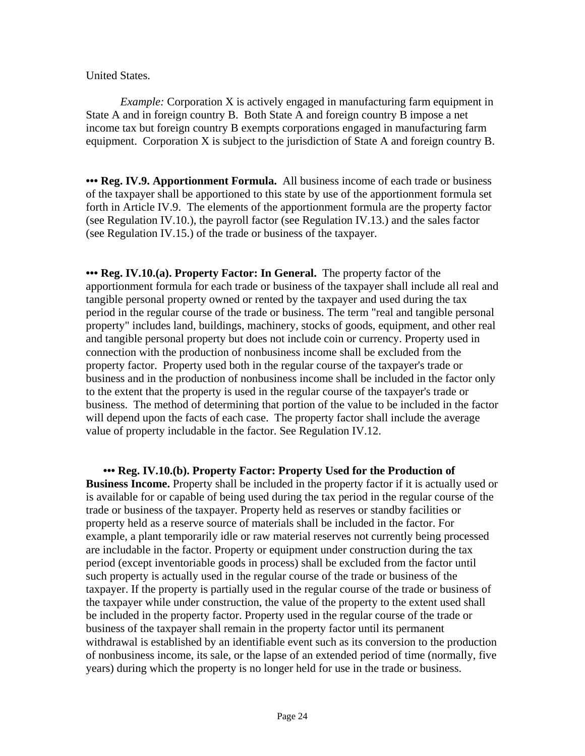United States.

*Example:* Corporation X is actively engaged in manufacturing farm equipment in State A and in foreign country B. Both State A and foreign country B impose a net income tax but foreign country B exempts corporations engaged in manufacturing farm equipment. Corporation X is subject to the jurisdiction of State A and foreign country B.

**••• Reg. IV.9. Apportionment Formula.** All business income of each trade or business of the taxpayer shall be apportioned to this state by use of the apportionment formula set forth in Article IV.9. The elements of the apportionment formula are the property factor (see Regulation IV.10.), the payroll factor (see Regulation IV.13.) and the sales factor (see Regulation IV.15.) of the trade or business of the taxpayer.

**••• Reg. IV.10.(a). Property Factor: In General.** The property factor of the apportionment formula for each trade or business of the taxpayer shall include all real and tangible personal property owned or rented by the taxpayer and used during the tax period in the regular course of the trade or business. The term "real and tangible personal property" includes land, buildings, machinery, stocks of goods, equipment, and other real and tangible personal property but does not include coin or currency. Property used in connection with the production of nonbusiness income shall be excluded from the property factor. Property used both in the regular course of the taxpayer's trade or business and in the production of nonbusiness income shall be included in the factor only to the extent that the property is used in the regular course of the taxpayer's trade or business. The method of determining that portion of the value to be included in the factor will depend upon the facts of each case. The property factor shall include the average value of property includable in the factor. See Regulation IV.12.

**••• Reg. IV.10.(b). Property Factor: Property Used for the Production of Business Income.** Property shall be included in the property factor if it is actually used or is available for or capable of being used during the tax period in the regular course of the trade or business of the taxpayer. Property held as reserves or standby facilities or property held as a reserve source of materials shall be included in the factor. For example, a plant temporarily idle or raw material reserves not currently being processed are includable in the factor. Property or equipment under construction during the tax period (except inventoriable goods in process) shall be excluded from the factor until such property is actually used in the regular course of the trade or business of the taxpayer. If the property is partially used in the regular course of the trade or business of the taxpayer while under construction, the value of the property to the extent used shall be included in the property factor. Property used in the regular course of the trade or business of the taxpayer shall remain in the property factor until its permanent withdrawal is established by an identifiable event such as its conversion to the production of nonbusiness income, its sale, or the lapse of an extended period of time (normally, five years) during which the property is no longer held for use in the trade or business.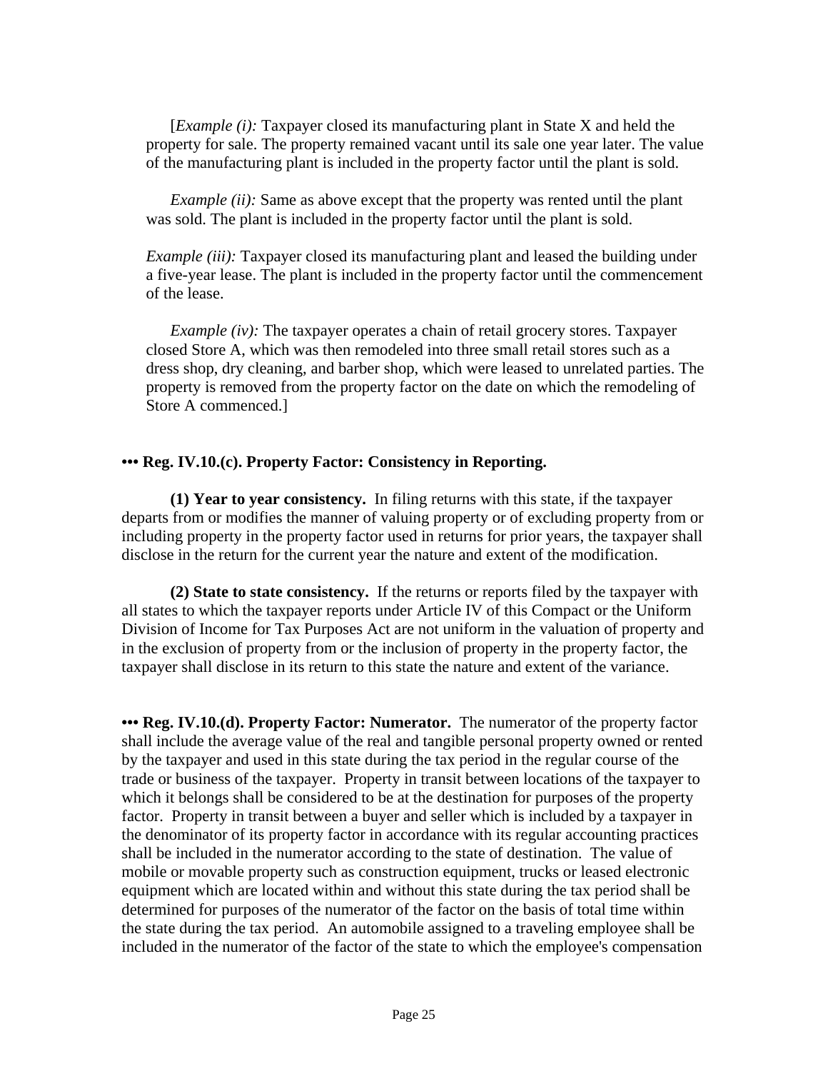[*Example (i):* Taxpayer closed its manufacturing plant in State X and held the property for sale. The property remained vacant until its sale one year later. The value of the manufacturing plant is included in the property factor until the plant is sold.

*Example (ii):* Same as above except that the property was rented until the plant was sold. The plant is included in the property factor until the plant is sold.

*Example (iii):* Taxpayer closed its manufacturing plant and leased the building under a five-year lease. The plant is included in the property factor until the commencement of the lease.

*Example (iv):* The taxpayer operates a chain of retail grocery stores. Taxpayer closed Store A, which was then remodeled into three small retail stores such as a dress shop, dry cleaning, and barber shop, which were leased to unrelated parties. The property is removed from the property factor on the date on which the remodeling of Store A commenced.]

**••• Reg. IV.10.(c). Property Factor: Consistency in Reporting.**

**(1) Year to year consistency.** In filing returns with this state, if the taxpayer departs from or modifies the manner of valuing property or of excluding property from or including property in the property factor used in returns for prior years, the taxpayer shall disclose in the return for the current year the nature and extent of the modification.

**(2) State to state consistency.** If the returns or reports filed by the taxpayer with all states to which the taxpayer reports under Article IV of this Compact or the Uniform Division of Income for Tax Purposes Act are not uniform in the valuation of property and in the exclusion of property from or the inclusion of property in the property factor, the taxpayer shall disclose in its return to this state the nature and extent of the variance.

**••• Reg. IV.10.(d). Property Factor: Numerator.** The numerator of the property factor shall include the average value of the real and tangible personal property owned or rented by the taxpayer and used in this state during the tax period in the regular course of the trade or business of the taxpayer. Property in transit between locations of the taxpayer to which it belongs shall be considered to be at the destination for purposes of the property factor. Property in transit between a buyer and seller which is included by a taxpayer in the denominator of its property factor in accordance with its regular accounting practices shall be included in the numerator according to the state of destination. The value of mobile or movable property such as construction equipment, trucks or leased electronic equipment which are located within and without this state during the tax period shall be determined for purposes of the numerator of the factor on the basis of total time within the state during the tax period. An automobile assigned to a traveling employee shall be included in the numerator of the factor of the state to which the employee's compensation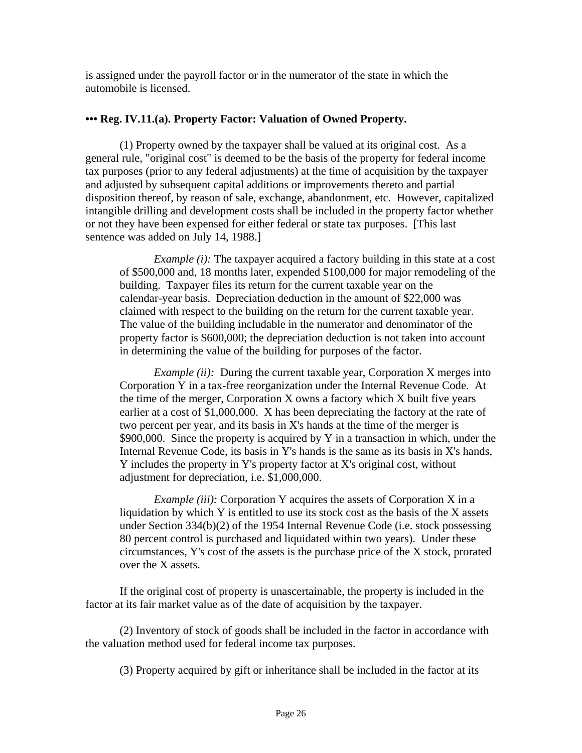is assigned under the payroll factor or in the numerator of the state in which the automobile is licensed.

### ••• Reg. IV.11.(a). Property Factor: Valuation of Owned Property.

(1) Property owned by the taxpayer shall be valued at its original cost. As a general rule, "original cost" is deemed to be the basis of the property for federal income tax purposes (prior to any federal adjustments) at the time of acquisition by the taxpayer and adjusted by subsequent capital additions or improvements thereto and partial disposition thereof, by reason of sale, exchange, abandonment, etc. However, capitalized intangible drilling and development costs shall be included in the property factor whether or not they have been expensed for either federal or state tax purposes. [This last sentence was added on July 14, 1988.]

> *Example (i):* The taxpayer acquired a factory building in this state at a cost of $500,000 and, 18 months later, expended $100,000 for major remodeling of the building. Taxpayer files its return for the current taxable year on the calendar-year basis. Depreciation deduction in the amount of $22,000 was claimed with respect to the building on the return for the current taxable year. The value of the building includable in the numerator and denominator of the property factor is $600,000; the depreciation deduction is not taken into account in determining the value of the building for purposes of the factor.
>
> *Example (ii):* During the current taxable year, Corporation X merges into Corporation Y in a tax-free reorganization under the Internal Revenue Code. At the time of the merger, Corporation X owns a factory which X built five years earlier at a cost of $1,000,000. X has been depreciating the factory at the rate of two percent per year, and its basis in X's hands at the time of the merger is $900,000. Since the property is acquired by Y in a transaction in which, under the Internal Revenue Code, its basis in Y's hands is the same as its basis in X's hands, Y includes the property in Y's property factor at X's original cost, without adjustment for depreciation, i.e. $1,000,000.
>
> *Example (iii):* Corporation Y acquires the assets of Corporation X in a liquidation by which Y is entitled to use its stock cost as the basis of the X assets under Section 334(b)(2) of the 1954 Internal Revenue Code (i.e. stock possessing 80 percent control is purchased and liquidated within two years). Under these circumstances, Y's cost of the assets is the purchase price of the X stock, prorated over the X assets.

If the original cost of property is unascertainable, the property is included in the factor at its fair market value as of the date of acquisition by the taxpayer.

(2) Inventory of stock of goods shall be included in the factor in accordance with the valuation method used for federal income tax purposes.

(3) Property acquired by gift or inheritance shall be included in the factor at its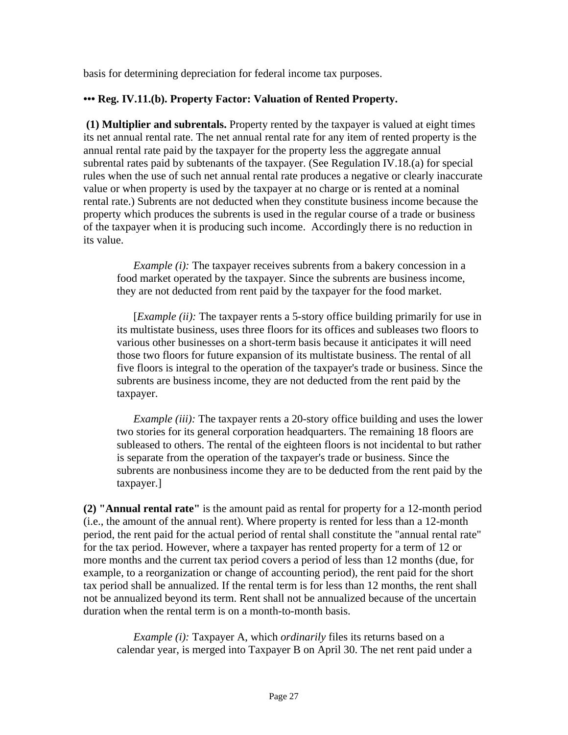basis for determining depreciation for federal income tax purposes.

**••• Reg. IV.11.(b). Property Factor: Valuation of Rented Property.**

**(1) Multiplier and subrentals.** Property rented by the taxpayer is valued at eight times its net annual rental rate. The net annual rental rate for any item of rented property is the annual rental rate paid by the taxpayer for the property less the aggregate annual subrental rates paid by subtenants of the taxpayer. (See Regulation IV.18.(a) for special rules when the use of such net annual rental rate produces a negative or clearly inaccurate value or when property is used by the taxpayer at no charge or is rented at a nominal rental rate.) Subrents are not deducted when they constitute business income because the property which produces the subrents is used in the regular course of a trade or business of the taxpayer when it is producing such income. Accordingly there is no reduction in its value.

> *Example (i):* The taxpayer receives subrents from a bakery concession in a food market operated by the taxpayer. Since the subrents are business income, they are not deducted from rent paid by the taxpayer for the food market.
>
> [*Example (ii):* The taxpayer rents a 5-story office building primarily for use in its multistate business, uses three floors for its offices and subleases two floors to various other businesses on a short-term basis because it anticipates it will need those two floors for future expansion of its multistate business. The rental of all five floors is integral to the operation of the taxpayer's trade or business. Since the subrents are business income, they are not deducted from the rent paid by the taxpayer.
>
> *Example (iii):* The taxpayer rents a 20-story office building and uses the lower two stories for its general corporation headquarters. The remaining 18 floors are subleased to others. The rental of the eighteen floors is not incidental to but rather is separate from the operation of the taxpayer's trade or business. Since the subrents are nonbusiness income they are to be deducted from the rent paid by the taxpayer.]

**(2) "Annual rental rate"** is the amount paid as rental for property for a 12-month period (i.e., the amount of the annual rent). Where property is rented for less than a 12-month period, the rent paid for the actual period of rental shall constitute the "annual rental rate" for the tax period. However, where a taxpayer has rented property for a term of 12 or more months and the current tax period covers a period of less than 12 months (due, for example, to a reorganization or change of accounting period), the rent paid for the short tax period shall be annualized. If the rental term is for less than 12 months, the rent shall not be annualized beyond its term. Rent shall not be annualized because of the uncertain duration when the rental term is on a month-to-month basis.

> *Example (i):* Taxpayer A, which *ordinarily* files its returns based on a calendar year, is merged into Taxpayer B on April 30. The net rent paid under a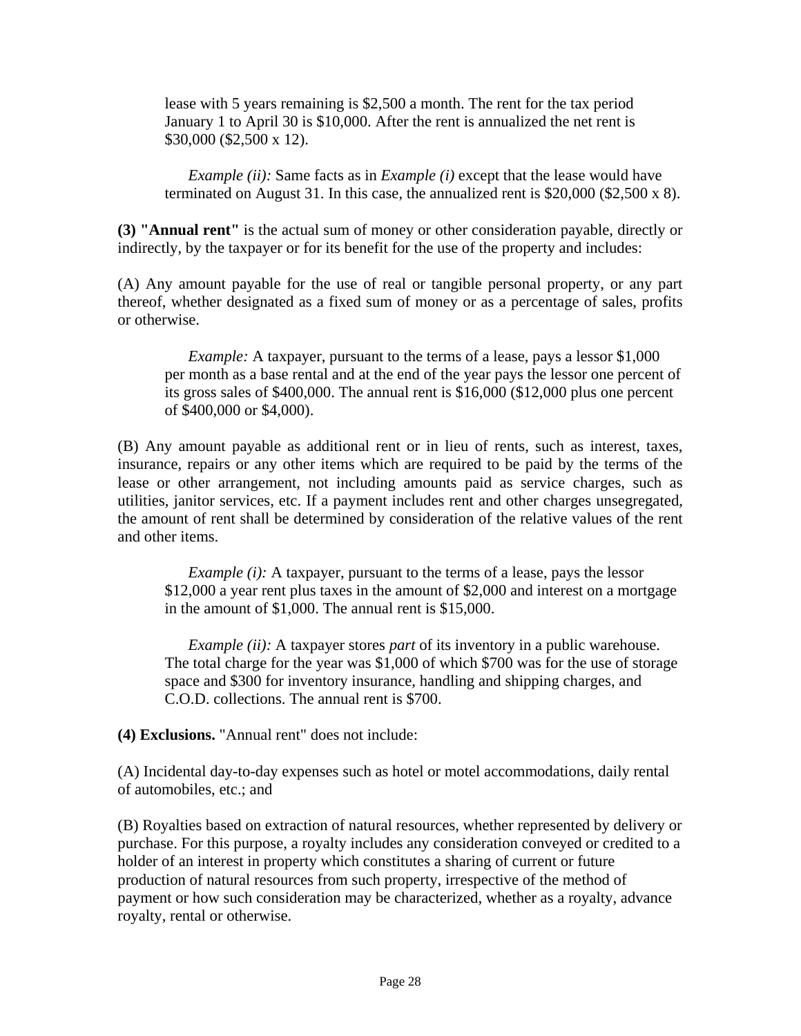lease with 5 years remaining is $2,500 a month. The rent for the tax period January 1 to April 30 is $10,000. After the rent is annualized the net rent is $30,000 ($2,500 x 12).

*Example (ii):* Same facts as in *Example (i)* except that the lease would have terminated on August 31. In this case, the annualized rent is $20,000 ($2,500 x 8).

**(3) "Annual rent"** is the actual sum of money or other consideration payable, directly or indirectly, by the taxpayer or for its benefit for the use of the property and includes:

(A) Any amount payable for the use of real or tangible personal property, or any part thereof, whether designated as a fixed sum of money or as a percentage of sales, profits or otherwise.

*Example:* A taxpayer, pursuant to the terms of a lease, pays a lessor $1,000 per month as a base rental and at the end of the year pays the lessor one percent of its gross sales of $400,000. The annual rent is $16,000 ($12,000 plus one percent of $400,000 or $4,000).

(B) Any amount payable as additional rent or in lieu of rents, such as interest, taxes, insurance, repairs or any other items which are required to be paid by the terms of the lease or other arrangement, not including amounts paid as service charges, such as utilities, janitor services, etc. If a payment includes rent and other charges unsegregated, the amount of rent shall be determined by consideration of the relative values of the rent and other items.

*Example (i):* A taxpayer, pursuant to the terms of a lease, pays the lessor $12,000 a year rent plus taxes in the amount of $2,000 and interest on a mortgage in the amount of $1,000. The annual rent is $15,000.

*Example (ii):* A taxpayer stores *part* of its inventory in a public warehouse. The total charge for the year was $1,000 of which $700 was for the use of storage space and $300 for inventory insurance, handling and shipping charges, and C.O.D. collections. The annual rent is $700.

**(4) Exclusions.** "Annual rent" does not include:

(A) Incidental day-to-day expenses such as hotel or motel accommodations, daily rental of automobiles, etc.; and

(B) Royalties based on extraction of natural resources, whether represented by delivery or purchase. For this purpose, a royalty includes any consideration conveyed or credited to a holder of an interest in property which constitutes a sharing of current or future production of natural resources from such property, irrespective of the method of payment or how such consideration may be characterized, whether as a royalty, advance royalty, rental or otherwise.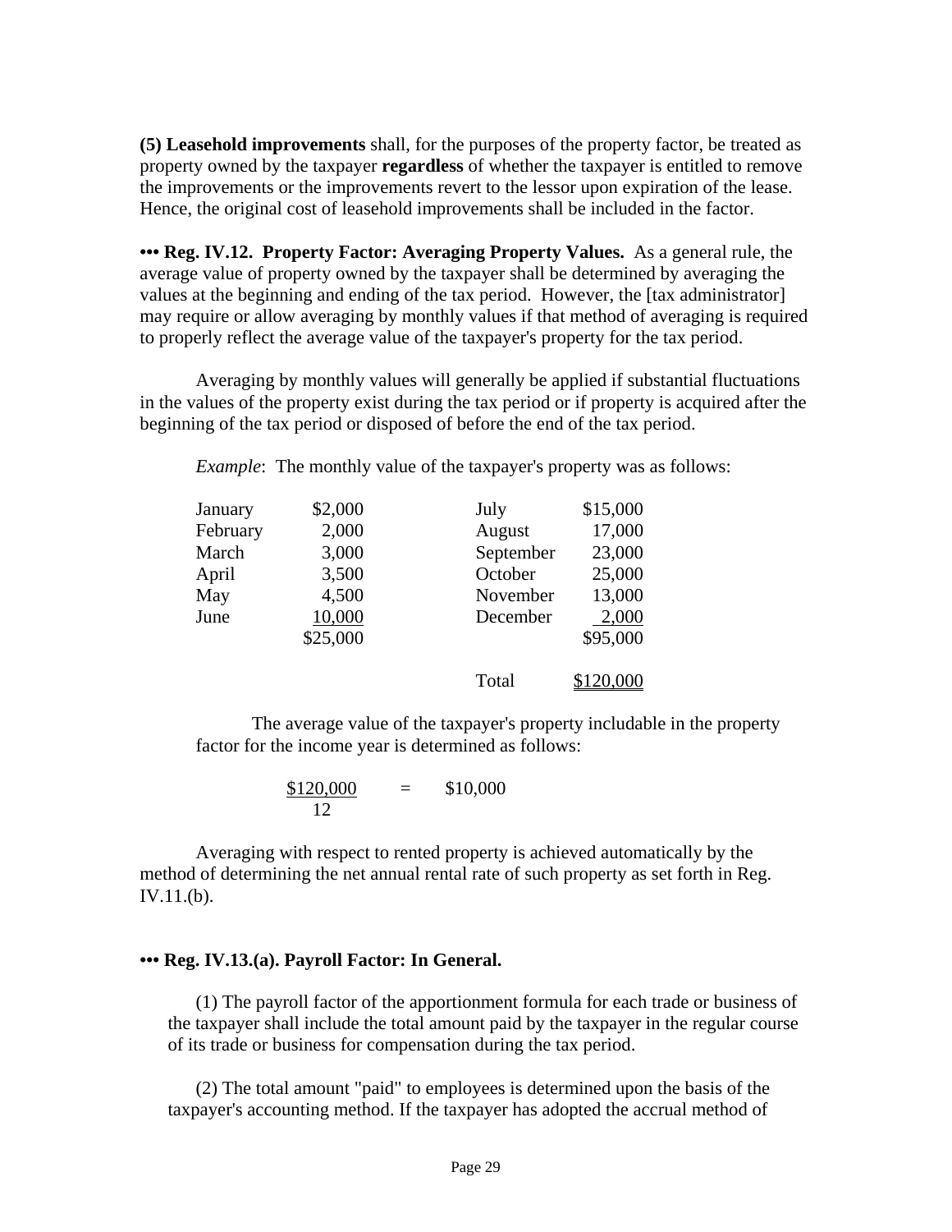**(5) Leasehold improvements** shall, for the purposes of the property factor, be treated as property owned by the taxpayer **regardless** of whether the taxpayer is entitled to remove the improvements or the improvements revert to the lessor upon expiration of the lease. Hence, the original cost of leasehold improvements shall be included in the factor.

**••• Reg. IV.12. Property Factor: Averaging Property Values.** As a general rule, the average value of property owned by the taxpayer shall be determined by averaging the values at the beginning and ending of the tax period. However, the [tax administrator] may require or allow averaging by monthly values if that method of averaging is required to properly reflect the average value of the taxpayer's property for the tax period.

Averaging by monthly values will generally be applied if substantial fluctuations in the values of the property exist during the tax period or if property is acquired after the beginning of the tax period or disposed of before the end of the tax period.

*Example*: The monthly value of the taxpayer's property was as follows:

| | | | |
|---|---|---|---|
| January | $2,000 | July | $15,000 |
| February | 2,000 | August | 17,000 |
| March | 3,000 | September | 23,000 |
| April | 3,500 | October | 25,000 |
| May | 4,500 | November | 13,000 |
| June | 10,000 | December | 2,000 |
| | $25,000 | | $95,000 |
| | | Total | $120,000 |

The average value of the taxpayer's property includable in the property factor for the income year is determined as follows:

$$\frac{\$120{,}000}{12} = \$10{,}000$$

Averaging with respect to rented property is achieved automatically by the method of determining the net annual rental rate of such property as set forth in Reg. IV.11.(b).

**••• Reg. IV.13.(a). Payroll Factor: In General.**

(1) The payroll factor of the apportionment formula for each trade or business of the taxpayer shall include the total amount paid by the taxpayer in the regular course of its trade or business for compensation during the tax period.

(2) The total amount "paid" to employees is determined upon the basis of the taxpayer's accounting method. If the taxpayer has adopted the accrual method of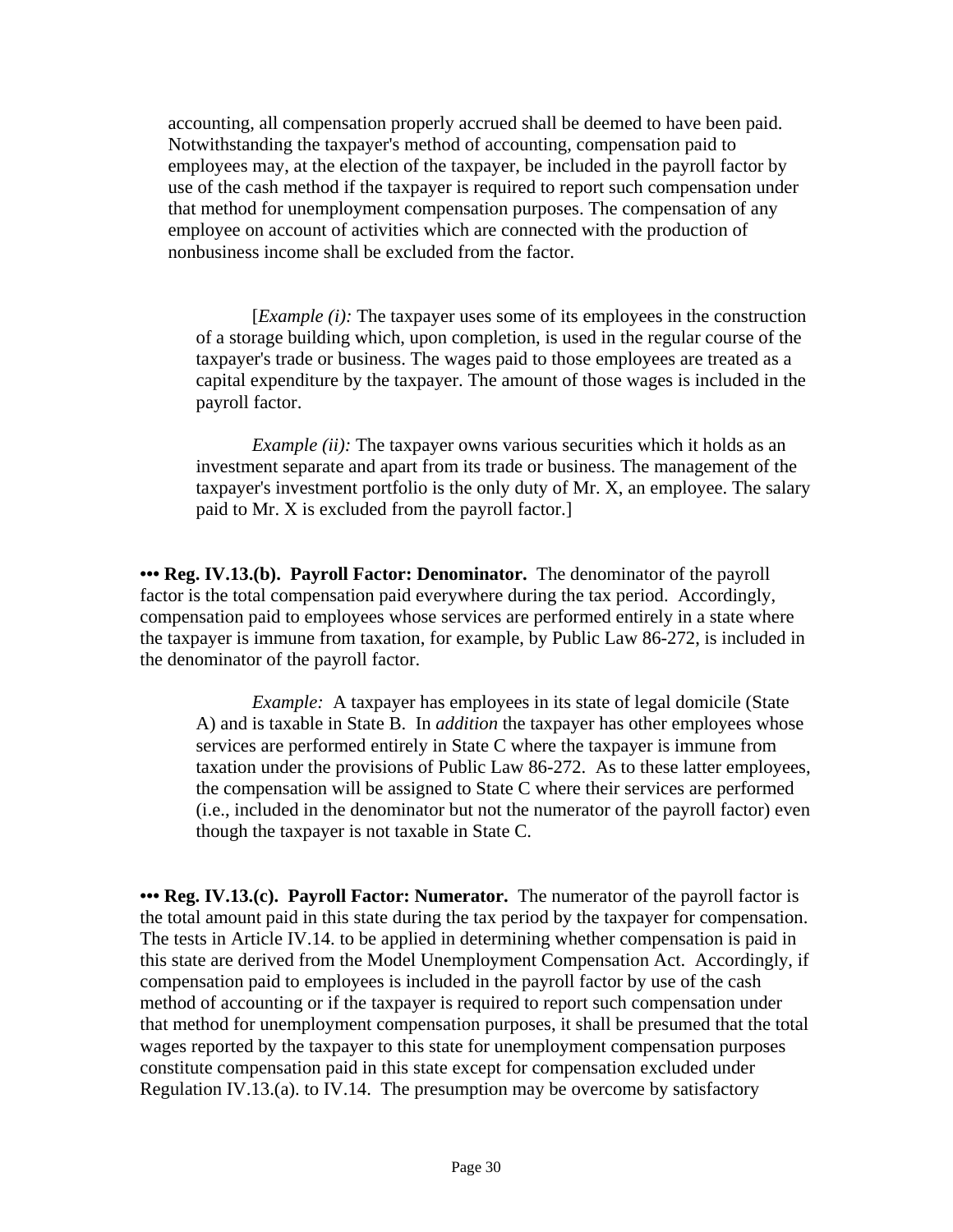accounting, all compensation properly accrued shall be deemed to have been paid. Notwithstanding the taxpayer's method of accounting, compensation paid to employees may, at the election of the taxpayer, be included in the payroll factor by use of the cash method if the taxpayer is required to report such compensation under that method for unemployment compensation purposes. The compensation of any employee on account of activities which are connected with the production of nonbusiness income shall be excluded from the factor.

> [*Example (i):* The taxpayer uses some of its employees in the construction of a storage building which, upon completion, is used in the regular course of the taxpayer's trade or business. The wages paid to those employees are treated as a capital expenditure by the taxpayer. The amount of those wages is included in the payroll factor.
>
> *Example (ii):* The taxpayer owns various securities which it holds as an investment separate and apart from its trade or business. The management of the taxpayer's investment portfolio is the only duty of Mr. X, an employee. The salary paid to Mr. X is excluded from the payroll factor.]

**••• Reg. IV.13.(b). Payroll Factor: Denominator.** The denominator of the payroll factor is the total compensation paid everywhere during the tax period. Accordingly, compensation paid to employees whose services are performed entirely in a state where the taxpayer is immune from taxation, for example, by Public Law 86-272, is included in the denominator of the payroll factor.

> *Example:* A taxpayer has employees in its state of legal domicile (State A) and is taxable in State B. In *addition* the taxpayer has other employees whose services are performed entirely in State C where the taxpayer is immune from taxation under the provisions of Public Law 86-272. As to these latter employees, the compensation will be assigned to State C where their services are performed (i.e., included in the denominator but not the numerator of the payroll factor) even though the taxpayer is not taxable in State C.

**••• Reg. IV.13.(c). Payroll Factor: Numerator.** The numerator of the payroll factor is the total amount paid in this state during the tax period by the taxpayer for compensation. The tests in Article IV.14. to be applied in determining whether compensation is paid in this state are derived from the Model Unemployment Compensation Act. Accordingly, if compensation paid to employees is included in the payroll factor by use of the cash method of accounting or if the taxpayer is required to report such compensation under that method for unemployment compensation purposes, it shall be presumed that the total wages reported by the taxpayer to this state for unemployment compensation purposes constitute compensation paid in this state except for compensation excluded under Regulation IV.13.(a). to IV.14. The presumption may be overcome by satisfactory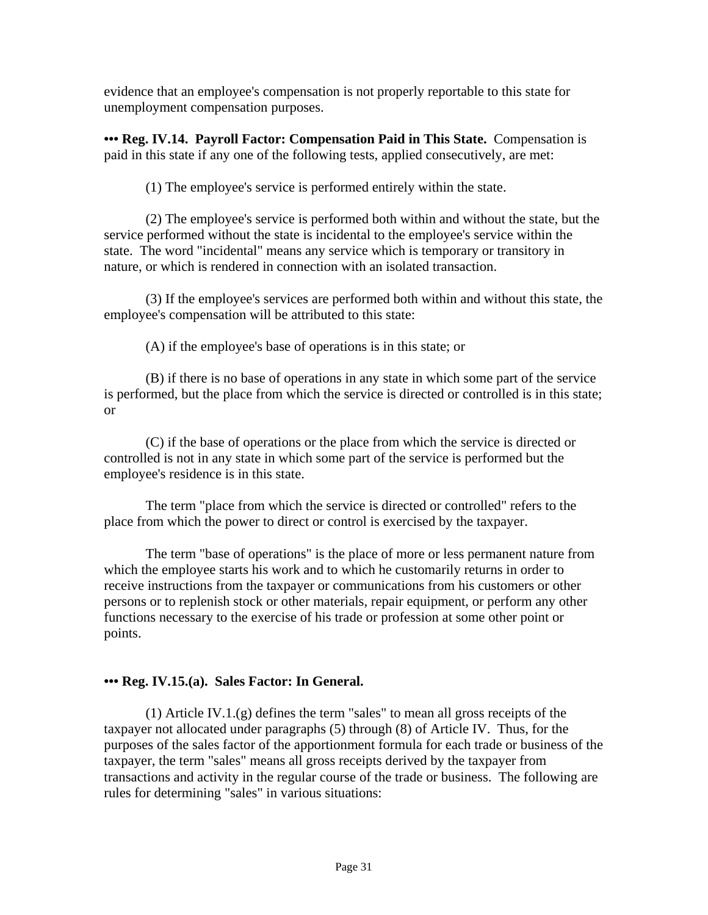evidence that an employee's compensation is not properly reportable to this state for unemployment compensation purposes.

**••• Reg. IV.14. Payroll Factor: Compensation Paid in This State.** Compensation is paid in this state if any one of the following tests, applied consecutively, are met:

(1) The employee's service is performed entirely within the state.

(2) The employee's service is performed both within and without the state, but the service performed without the state is incidental to the employee's service within the state. The word "incidental" means any service which is temporary or transitory in nature, or which is rendered in connection with an isolated transaction.

(3) If the employee's services are performed both within and without this state, the employee's compensation will be attributed to this state:

(A) if the employee's base of operations is in this state; or

(B) if there is no base of operations in any state in which some part of the service is performed, but the place from which the service is directed or controlled is in this state; or

(C) if the base of operations or the place from which the service is directed or controlled is not in any state in which some part of the service is performed but the employee's residence is in this state.

The term "place from which the service is directed or controlled" refers to the place from which the power to direct or control is exercised by the taxpayer.

The term "base of operations" is the place of more or less permanent nature from which the employee starts his work and to which he customarily returns in order to receive instructions from the taxpayer or communications from his customers or other persons or to replenish stock or other materials, repair equipment, or perform any other functions necessary to the exercise of his trade or profession at some other point or points.

**••• Reg. IV.15.(a). Sales Factor: In General.**

(1) Article IV.1.(g) defines the term "sales" to mean all gross receipts of the taxpayer not allocated under paragraphs (5) through (8) of Article IV. Thus, for the purposes of the sales factor of the apportionment formula for each trade or business of the taxpayer, the term "sales" means all gross receipts derived by the taxpayer from transactions and activity in the regular course of the trade or business. The following are rules for determining "sales" in various situations: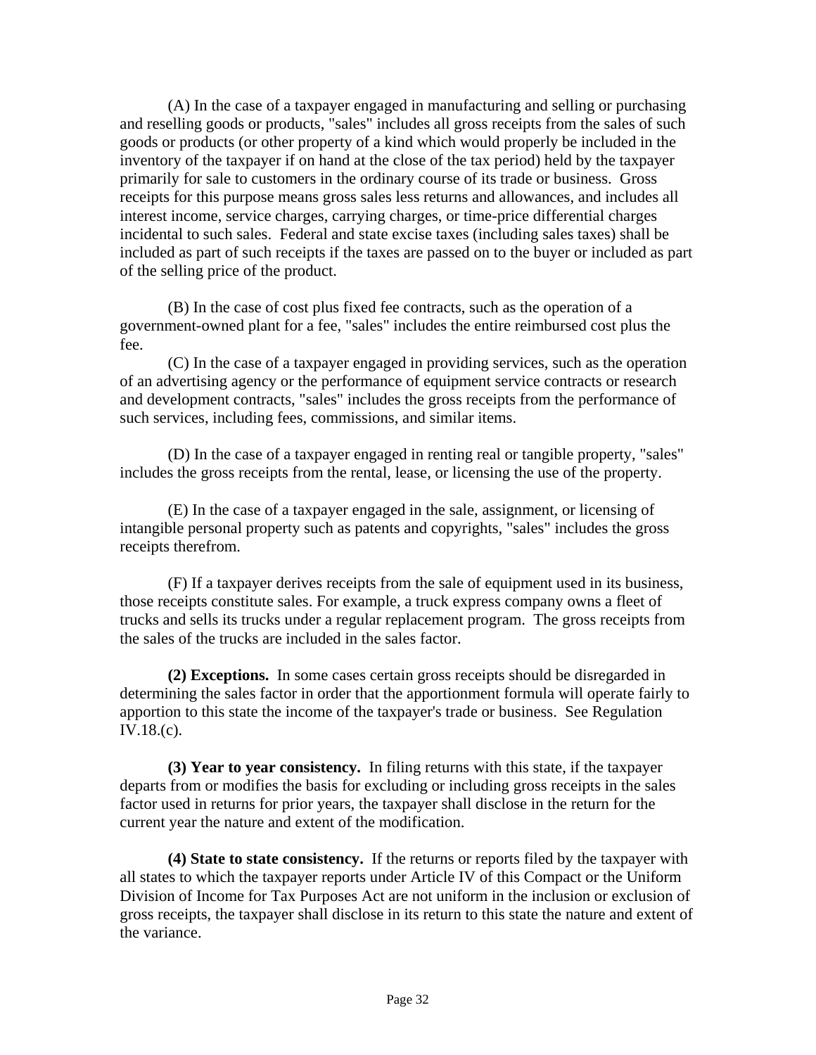(A) In the case of a taxpayer engaged in manufacturing and selling or purchasing and reselling goods or products, "sales" includes all gross receipts from the sales of such goods or products (or other property of a kind which would properly be included in the inventory of the taxpayer if on hand at the close of the tax period) held by the taxpayer primarily for sale to customers in the ordinary course of its trade or business. Gross receipts for this purpose means gross sales less returns and allowances, and includes all interest income, service charges, carrying charges, or time-price differential charges incidental to such sales. Federal and state excise taxes (including sales taxes) shall be included as part of such receipts if the taxes are passed on to the buyer or included as part of the selling price of the product.

(B) In the case of cost plus fixed fee contracts, such as the operation of a government-owned plant for a fee, "sales" includes the entire reimbursed cost plus the fee.

(C) In the case of a taxpayer engaged in providing services, such as the operation of an advertising agency or the performance of equipment service contracts or research and development contracts, "sales" includes the gross receipts from the performance of such services, including fees, commissions, and similar items.

(D) In the case of a taxpayer engaged in renting real or tangible property, "sales" includes the gross receipts from the rental, lease, or licensing the use of the property.

(E) In the case of a taxpayer engaged in the sale, assignment, or licensing of intangible personal property such as patents and copyrights, "sales" includes the gross receipts therefrom.

(F) If a taxpayer derives receipts from the sale of equipment used in its business, those receipts constitute sales. For example, a truck express company owns a fleet of trucks and sells its trucks under a regular replacement program. The gross receipts from the sales of the trucks are included in the sales factor.

**(2) Exceptions.** In some cases certain gross receipts should be disregarded in determining the sales factor in order that the apportionment formula will operate fairly to apportion to this state the income of the taxpayer's trade or business. See Regulation IV.18.(c).

**(3) Year to year consistency.** In filing returns with this state, if the taxpayer departs from or modifies the basis for excluding or including gross receipts in the sales factor used in returns for prior years, the taxpayer shall disclose in the return for the current year the nature and extent of the modification.

**(4) State to state consistency.** If the returns or reports filed by the taxpayer with all states to which the taxpayer reports under Article IV of this Compact or the Uniform Division of Income for Tax Purposes Act are not uniform in the inclusion or exclusion of gross receipts, the taxpayer shall disclose in its return to this state the nature and extent of the variance.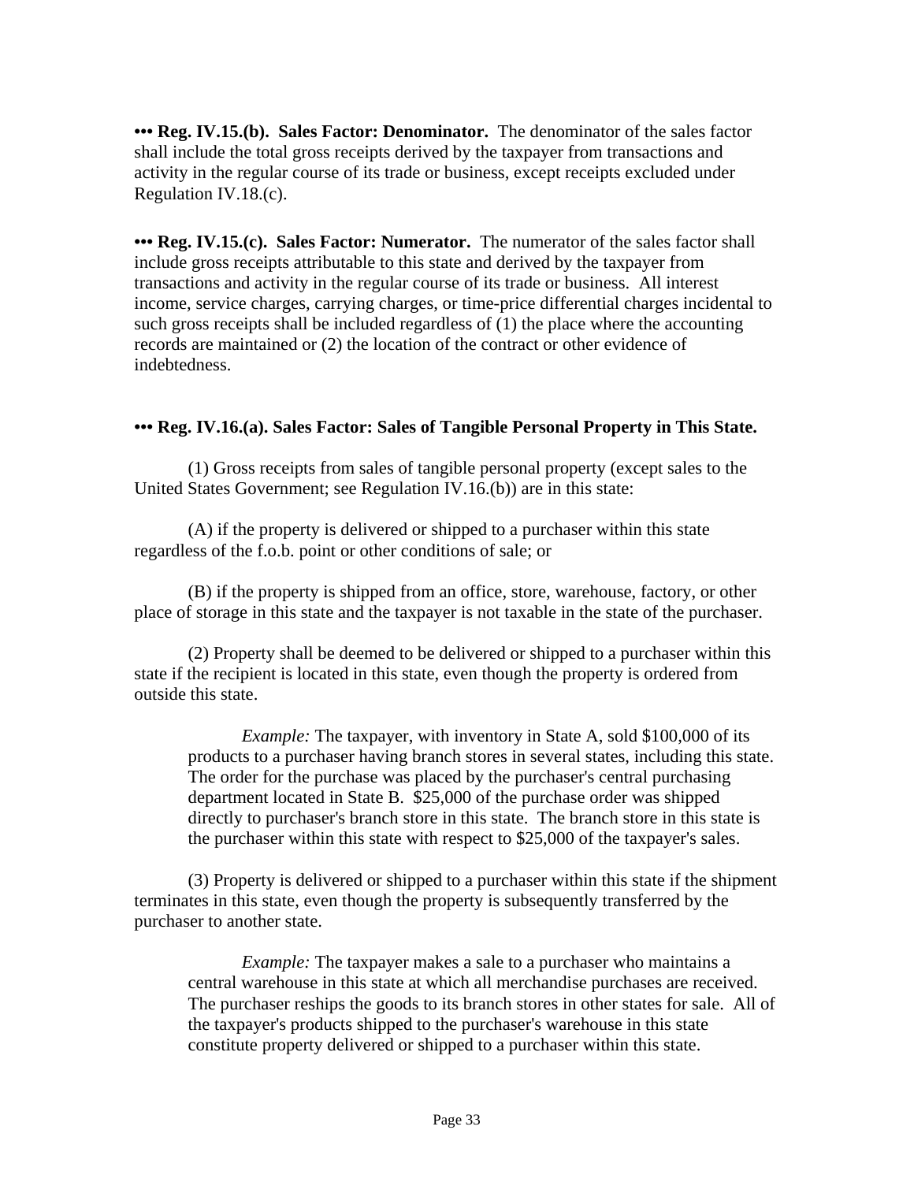**••• Reg. IV.15.(b). Sales Factor: Denominator.** The denominator of the sales factor shall include the total gross receipts derived by the taxpayer from transactions and activity in the regular course of its trade or business, except receipts excluded under Regulation IV.18.(c).

**••• Reg. IV.15.(c). Sales Factor: Numerator.** The numerator of the sales factor shall include gross receipts attributable to this state and derived by the taxpayer from transactions and activity in the regular course of its trade or business. All interest income, service charges, carrying charges, or time-price differential charges incidental to such gross receipts shall be included regardless of (1) the place where the accounting records are maintained or (2) the location of the contract or other evidence of indebtedness.

**••• Reg. IV.16.(a). Sales Factor: Sales of Tangible Personal Property in This State.**

(1) Gross receipts from sales of tangible personal property (except sales to the United States Government; see Regulation IV.16.(b)) are in this state:

(A) if the property is delivered or shipped to a purchaser within this state regardless of the f.o.b. point or other conditions of sale; or

(B) if the property is shipped from an office, store, warehouse, factory, or other place of storage in this state and the taxpayer is not taxable in the state of the purchaser.

(2) Property shall be deemed to be delivered or shipped to a purchaser within this state if the recipient is located in this state, even though the property is ordered from outside this state.

> *Example:* The taxpayer, with inventory in State A, sold $100,000 of its products to a purchaser having branch stores in several states, including this state. The order for the purchase was placed by the purchaser's central purchasing department located in State B. $25,000 of the purchase order was shipped directly to purchaser's branch store in this state. The branch store in this state is the purchaser within this state with respect to $25,000 of the taxpayer's sales.

(3) Property is delivered or shipped to a purchaser within this state if the shipment terminates in this state, even though the property is subsequently transferred by the purchaser to another state.

> *Example:* The taxpayer makes a sale to a purchaser who maintains a central warehouse in this state at which all merchandise purchases are received. The purchaser reships the goods to its branch stores in other states for sale. All of the taxpayer's products shipped to the purchaser's warehouse in this state constitute property delivered or shipped to a purchaser within this state.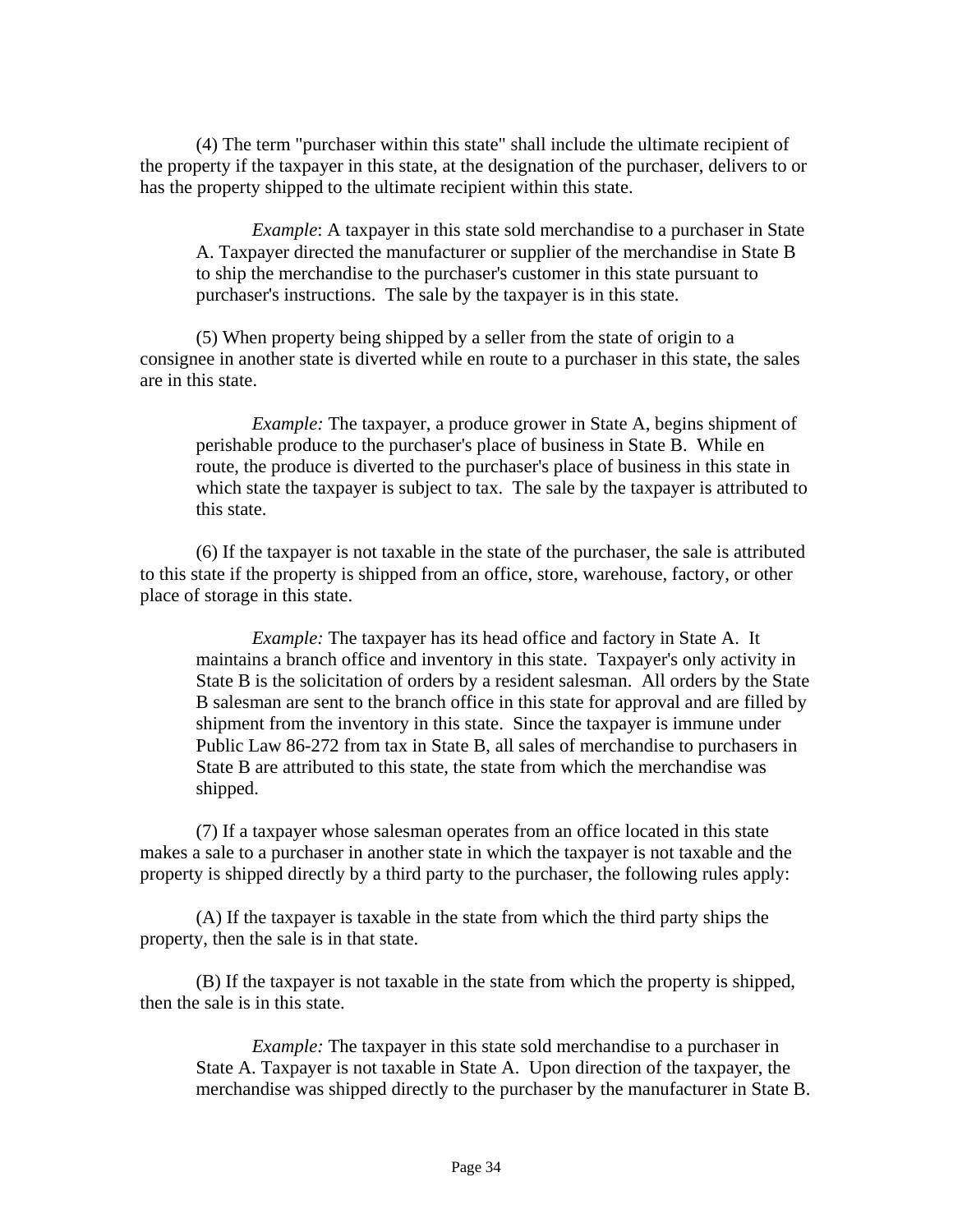(4) The term "purchaser within this state" shall include the ultimate recipient of the property if the taxpayer in this state, at the designation of the purchaser, delivers to or has the property shipped to the ultimate recipient within this state.

> *Example*: A taxpayer in this state sold merchandise to a purchaser in State A. Taxpayer directed the manufacturer or supplier of the merchandise in State B to ship the merchandise to the purchaser's customer in this state pursuant to purchaser's instructions. The sale by the taxpayer is in this state.

(5) When property being shipped by a seller from the state of origin to a consignee in another state is diverted while en route to a purchaser in this state, the sales are in this state.

> *Example:* The taxpayer, a produce grower in State A, begins shipment of perishable produce to the purchaser's place of business in State B. While en route, the produce is diverted to the purchaser's place of business in this state in which state the taxpayer is subject to tax. The sale by the taxpayer is attributed to this state.

(6) If the taxpayer is not taxable in the state of the purchaser, the sale is attributed to this state if the property is shipped from an office, store, warehouse, factory, or other place of storage in this state.

> *Example:* The taxpayer has its head office and factory in State A. It maintains a branch office and inventory in this state. Taxpayer's only activity in State B is the solicitation of orders by a resident salesman. All orders by the State B salesman are sent to the branch office in this state for approval and are filled by shipment from the inventory in this state. Since the taxpayer is immune under Public Law 86-272 from tax in State B, all sales of merchandise to purchasers in State B are attributed to this state, the state from which the merchandise was shipped.

(7) If a taxpayer whose salesman operates from an office located in this state makes a sale to a purchaser in another state in which the taxpayer is not taxable and the property is shipped directly by a third party to the purchaser, the following rules apply:

(A) If the taxpayer is taxable in the state from which the third party ships the property, then the sale is in that state.

(B) If the taxpayer is not taxable in the state from which the property is shipped, then the sale is in this state.

> *Example:* The taxpayer in this state sold merchandise to a purchaser in State A. Taxpayer is not taxable in State A. Upon direction of the taxpayer, the merchandise was shipped directly to the purchaser by the manufacturer in State B.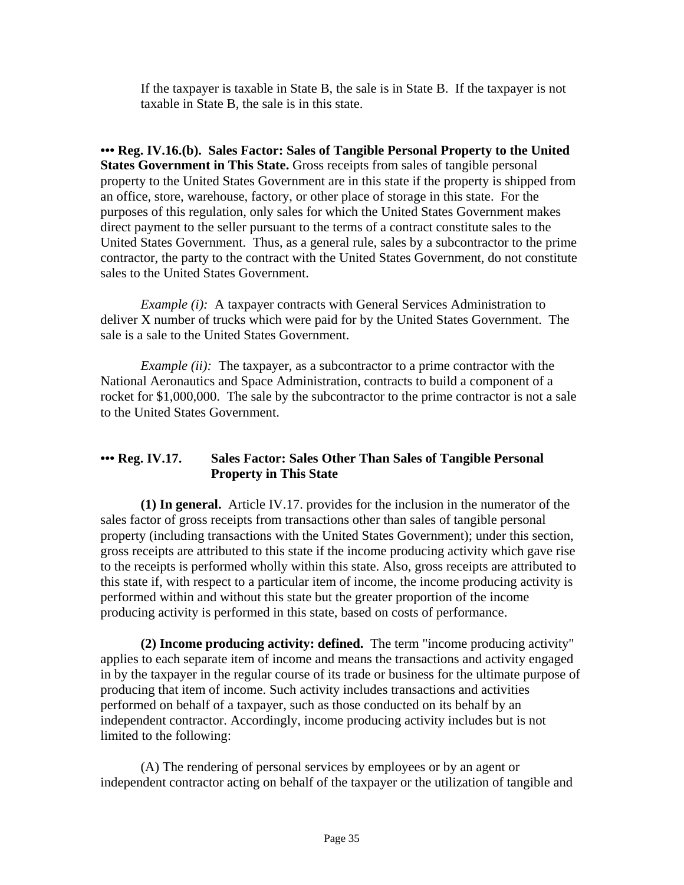If the taxpayer is taxable in State B, the sale is in State B. If the taxpayer is not taxable in State B, the sale is in this state.

**••• Reg. IV.16.(b). Sales Factor: Sales of Tangible Personal Property to the United States Government in This State.** Gross receipts from sales of tangible personal property to the United States Government are in this state if the property is shipped from an office, store, warehouse, factory, or other place of storage in this state. For the purposes of this regulation, only sales for which the United States Government makes direct payment to the seller pursuant to the terms of a contract constitute sales to the United States Government. Thus, as a general rule, sales by a subcontractor to the prime contractor, the party to the contract with the United States Government, do not constitute sales to the United States Government.

*Example (i):* A taxpayer contracts with General Services Administration to deliver X number of trucks which were paid for by the United States Government. The sale is a sale to the United States Government.

*Example (ii):* The taxpayer, as a subcontractor to a prime contractor with the National Aeronautics and Space Administration, contracts to build a component of a rocket for $1,000,000. The sale by the subcontractor to the prime contractor is not a sale to the United States Government.

**••• Reg. IV.17. Sales Factor: Sales Other Than Sales of Tangible Personal Property in This State**

**(1) In general.** Article IV.17. provides for the inclusion in the numerator of the sales factor of gross receipts from transactions other than sales of tangible personal property (including transactions with the United States Government); under this section, gross receipts are attributed to this state if the income producing activity which gave rise to the receipts is performed wholly within this state. Also, gross receipts are attributed to this state if, with respect to a particular item of income, the income producing activity is performed within and without this state but the greater proportion of the income producing activity is performed in this state, based on costs of performance.

**(2) Income producing activity: defined.** The term "income producing activity" applies to each separate item of income and means the transactions and activity engaged in by the taxpayer in the regular course of its trade or business for the ultimate purpose of producing that item of income. Such activity includes transactions and activities performed on behalf of a taxpayer, such as those conducted on its behalf by an independent contractor. Accordingly, income producing activity includes but is not limited to the following:

(A) The rendering of personal services by employees or by an agent or independent contractor acting on behalf of the taxpayer or the utilization of tangible and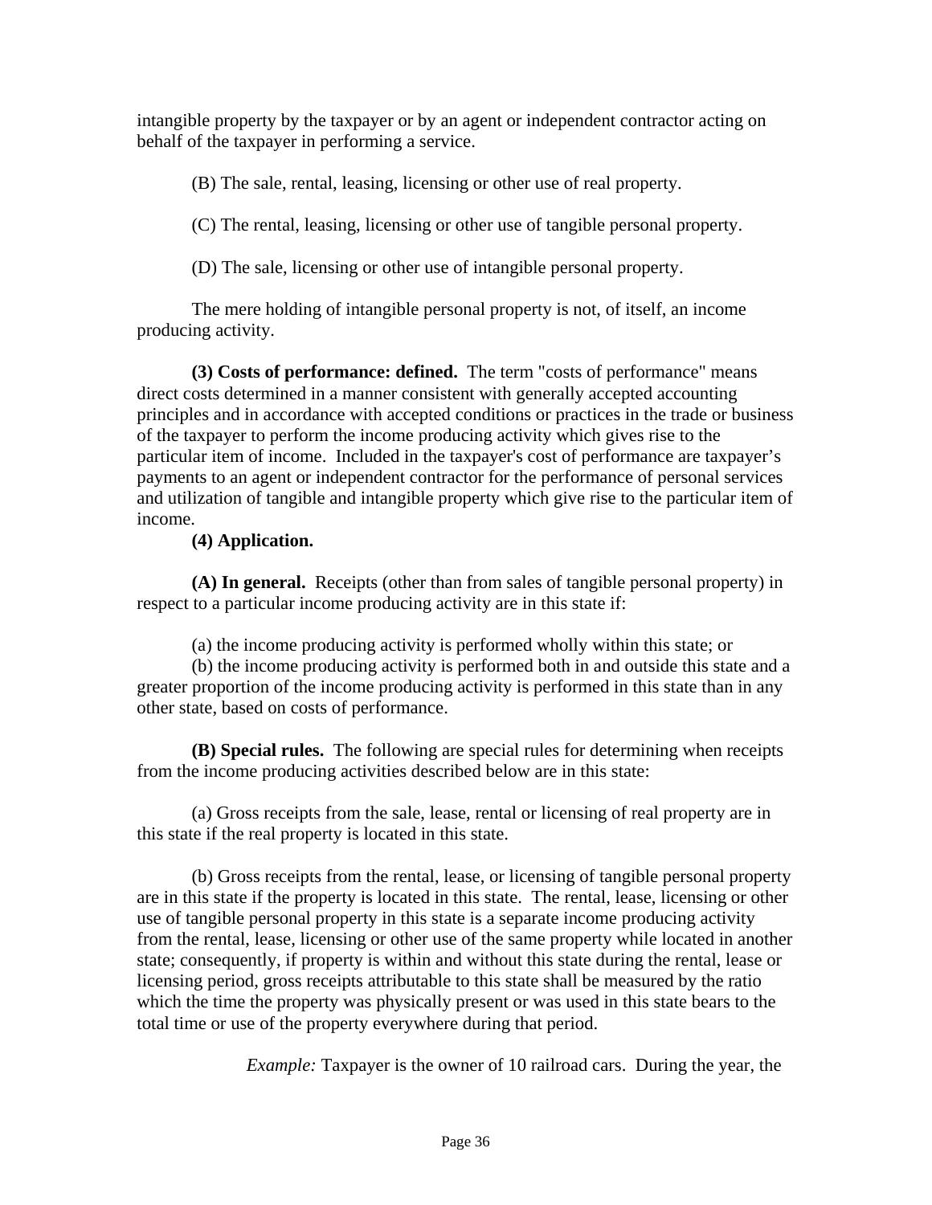intangible property by the taxpayer or by an agent or independent contractor acting on behalf of the taxpayer in performing a service.

(B) The sale, rental, leasing, licensing or other use of real property.

(C) The rental, leasing, licensing or other use of tangible personal property.

(D) The sale, licensing or other use of intangible personal property.

The mere holding of intangible personal property is not, of itself, an income producing activity.

**(3) Costs of performance: defined.** The term "costs of performance" means direct costs determined in a manner consistent with generally accepted accounting principles and in accordance with accepted conditions or practices in the trade or business of the taxpayer to perform the income producing activity which gives rise to the particular item of income. Included in the taxpayer's cost of performance are taxpayer's payments to an agent or independent contractor for the performance of personal services and utilization of tangible and intangible property which give rise to the particular item of income.

**(4) Application.**

**(A) In general.** Receipts (other than from sales of tangible personal property) in respect to a particular income producing activity are in this state if:

(a) the income producing activity is performed wholly within this state; or

(b) the income producing activity is performed both in and outside this state and a greater proportion of the income producing activity is performed in this state than in any other state, based on costs of performance.

**(B) Special rules.** The following are special rules for determining when receipts from the income producing activities described below are in this state:

(a) Gross receipts from the sale, lease, rental or licensing of real property are in this state if the real property is located in this state.

(b) Gross receipts from the rental, lease, or licensing of tangible personal property are in this state if the property is located in this state. The rental, lease, licensing or other use of tangible personal property in this state is a separate income producing activity from the rental, lease, licensing or other use of the same property while located in another state; consequently, if property is within and without this state during the rental, lease or licensing period, gross receipts attributable to this state shall be measured by the ratio which the time the property was physically present or was used in this state bears to the total time or use of the property everywhere during that period.

*Example:* Taxpayer is the owner of 10 railroad cars. During the year, the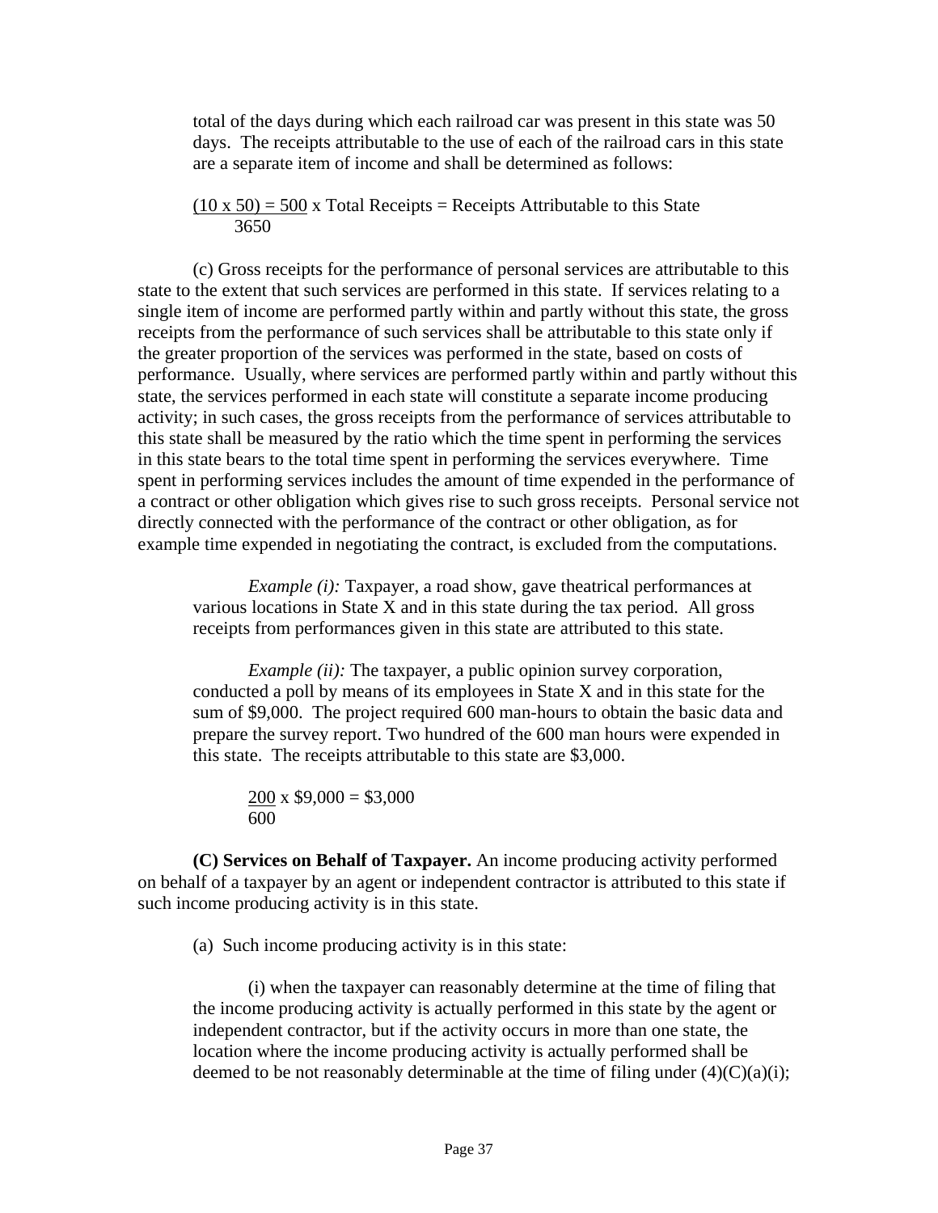total of the days during which each railroad car was present in this state was 50 days. The receipts attributable to the use of each of the railroad cars in this state are a separate item of income and shall be determined as follows:

$$\frac{(10 \times 50) = 500}{3650} \times \text{Total Receipts} = \text{Receipts Attributable to this State}$$

(c) Gross receipts for the performance of personal services are attributable to this state to the extent that such services are performed in this state. If services relating to a single item of income are performed partly within and partly without this state, the gross receipts from the performance of such services shall be attributable to this state only if the greater proportion of the services was performed in the state, based on costs of performance. Usually, where services are performed partly within and partly without this state, the services performed in each state will constitute a separate income producing activity; in such cases, the gross receipts from the performance of services attributable to this state shall be measured by the ratio which the time spent in performing the services in this state bears to the total time spent in performing the services everywhere. Time spent in performing services includes the amount of time expended in the performance of a contract or other obligation which gives rise to such gross receipts. Personal service not directly connected with the performance of the contract or other obligation, as for example time expended in negotiating the contract, is excluded from the computations.

*Example (i):* Taxpayer, a road show, gave theatrical performances at various locations in State X and in this state during the tax period. All gross receipts from performances given in this state are attributed to this state.

*Example (ii):* The taxpayer, a public opinion survey corporation, conducted a poll by means of its employees in State X and in this state for the sum of $9,000. The project required 600 man-hours to obtain the basic data and prepare the survey report. Two hundred of the 600 man hours were expended in this state. The receipts attributable to this state are $3,000.

$$\frac{200}{600} \times \$9,000 = \$3,000$$

**(C) Services on Behalf of Taxpayer.** An income producing activity performed on behalf of a taxpayer by an agent or independent contractor is attributed to this state if such income producing activity is in this state.

(a) Such income producing activity is in this state:

(i) when the taxpayer can reasonably determine at the time of filing that the income producing activity is actually performed in this state by the agent or independent contractor, but if the activity occurs in more than one state, the location where the income producing activity is actually performed shall be deemed to be not reasonably determinable at the time of filing under (4)(C)(a)(i);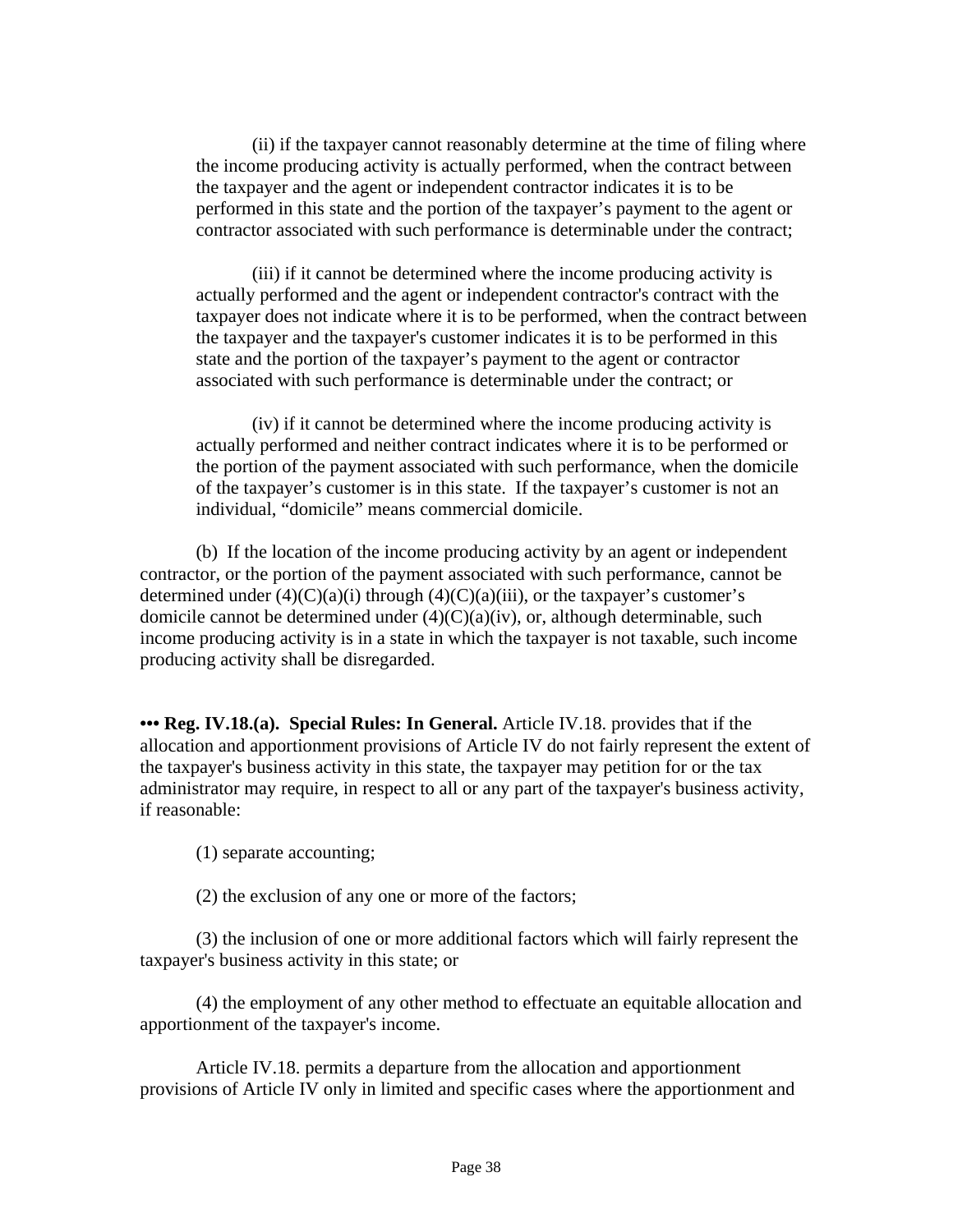(ii) if the taxpayer cannot reasonably determine at the time of filing where the income producing activity is actually performed, when the contract between the taxpayer and the agent or independent contractor indicates it is to be performed in this state and the portion of the taxpayer's payment to the agent or contractor associated with such performance is determinable under the contract;

(iii) if it cannot be determined where the income producing activity is actually performed and the agent or independent contractor's contract with the taxpayer does not indicate where it is to be performed, when the contract between the taxpayer and the taxpayer's customer indicates it is to be performed in this state and the portion of the taxpayer's payment to the agent or contractor associated with such performance is determinable under the contract; or

(iv) if it cannot be determined where the income producing activity is actually performed and neither contract indicates where it is to be performed or the portion of the payment associated with such performance, when the domicile of the taxpayer's customer is in this state. If the taxpayer's customer is not an individual, "domicile" means commercial domicile.

(b) If the location of the income producing activity by an agent or independent contractor, or the portion of the payment associated with such performance, cannot be determined under (4)(C)(a)(i) through (4)(C)(a)(iii), or the taxpayer's customer's domicile cannot be determined under (4)(C)(a)(iv), or, although determinable, such income producing activity is in a state in which the taxpayer is not taxable, such income producing activity shall be disregarded.

**••• Reg. IV.18.(a). Special Rules: In General.** Article IV.18. provides that if the allocation and apportionment provisions of Article IV do not fairly represent the extent of the taxpayer's business activity in this state, the taxpayer may petition for or the tax administrator may require, in respect to all or any part of the taxpayer's business activity, if reasonable:

(1) separate accounting;

(2) the exclusion of any one or more of the factors;

(3) the inclusion of one or more additional factors which will fairly represent the taxpayer's business activity in this state; or

(4) the employment of any other method to effectuate an equitable allocation and apportionment of the taxpayer's income.

Article IV.18. permits a departure from the allocation and apportionment provisions of Article IV only in limited and specific cases where the apportionment and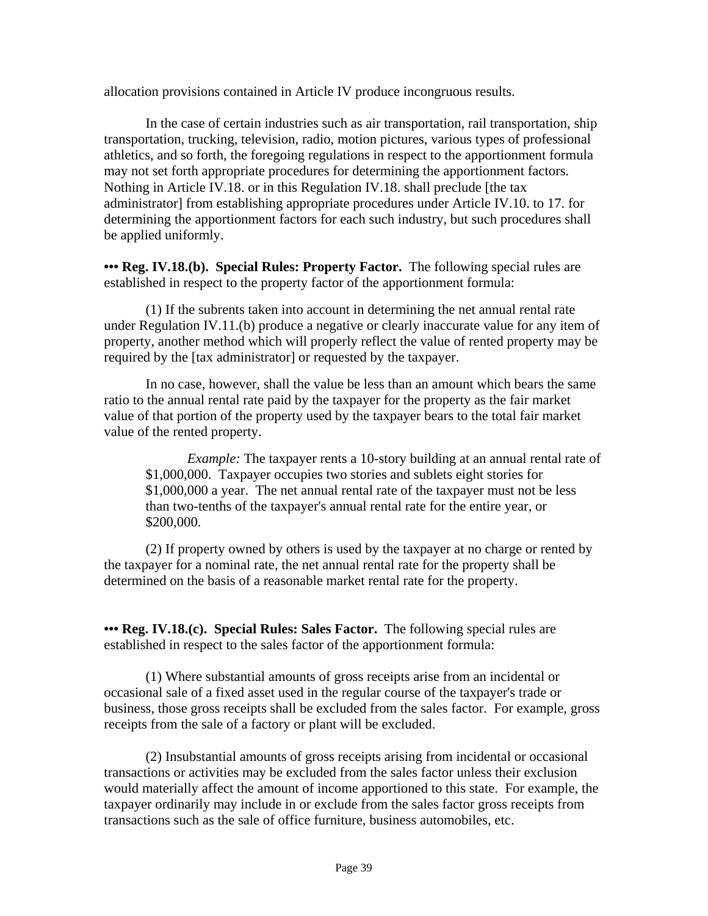allocation provisions contained in Article IV produce incongruous results.

In the case of certain industries such as air transportation, rail transportation, ship transportation, trucking, television, radio, motion pictures, various types of professional athletics, and so forth, the foregoing regulations in respect to the apportionment formula may not set forth appropriate procedures for determining the apportionment factors. Nothing in Article IV.18. or in this Regulation IV.18. shall preclude [the tax administrator] from establishing appropriate procedures under Article IV.10. to 17. for determining the apportionment factors for each such industry, but such procedures shall be applied uniformly.

**••• Reg. IV.18.(b). Special Rules: Property Factor.** The following special rules are established in respect to the property factor of the apportionment formula:

(1) If the subrents taken into account in determining the net annual rental rate under Regulation IV.11.(b) produce a negative or clearly inaccurate value for any item of property, another method which will properly reflect the value of rented property may be required by the [tax administrator] or requested by the taxpayer.

In no case, however, shall the value be less than an amount which bears the same ratio to the annual rental rate paid by the taxpayer for the property as the fair market value of that portion of the property used by the taxpayer bears to the total fair market value of the rented property.

> *Example:* The taxpayer rents a 10-story building at an annual rental rate of \$1,000,000. Taxpayer occupies two stories and sublets eight stories for \$1,000,000 a year. The net annual rental rate of the taxpayer must not be less than two-tenths of the taxpayer's annual rental rate for the entire year, or \$200,000.

(2) If property owned by others is used by the taxpayer at no charge or rented by the taxpayer for a nominal rate, the net annual rental rate for the property shall be determined on the basis of a reasonable market rental rate for the property.

**••• Reg. IV.18.(c). Special Rules: Sales Factor.** The following special rules are established in respect to the sales factor of the apportionment formula:

(1) Where substantial amounts of gross receipts arise from an incidental or occasional sale of a fixed asset used in the regular course of the taxpayer's trade or business, those gross receipts shall be excluded from the sales factor. For example, gross receipts from the sale of a factory or plant will be excluded.

(2) Insubstantial amounts of gross receipts arising from incidental or occasional transactions or activities may be excluded from the sales factor unless their exclusion would materially affect the amount of income apportioned to this state. For example, the taxpayer ordinarily may include in or exclude from the sales factor gross receipts from transactions such as the sale of office furniture, business automobiles, etc.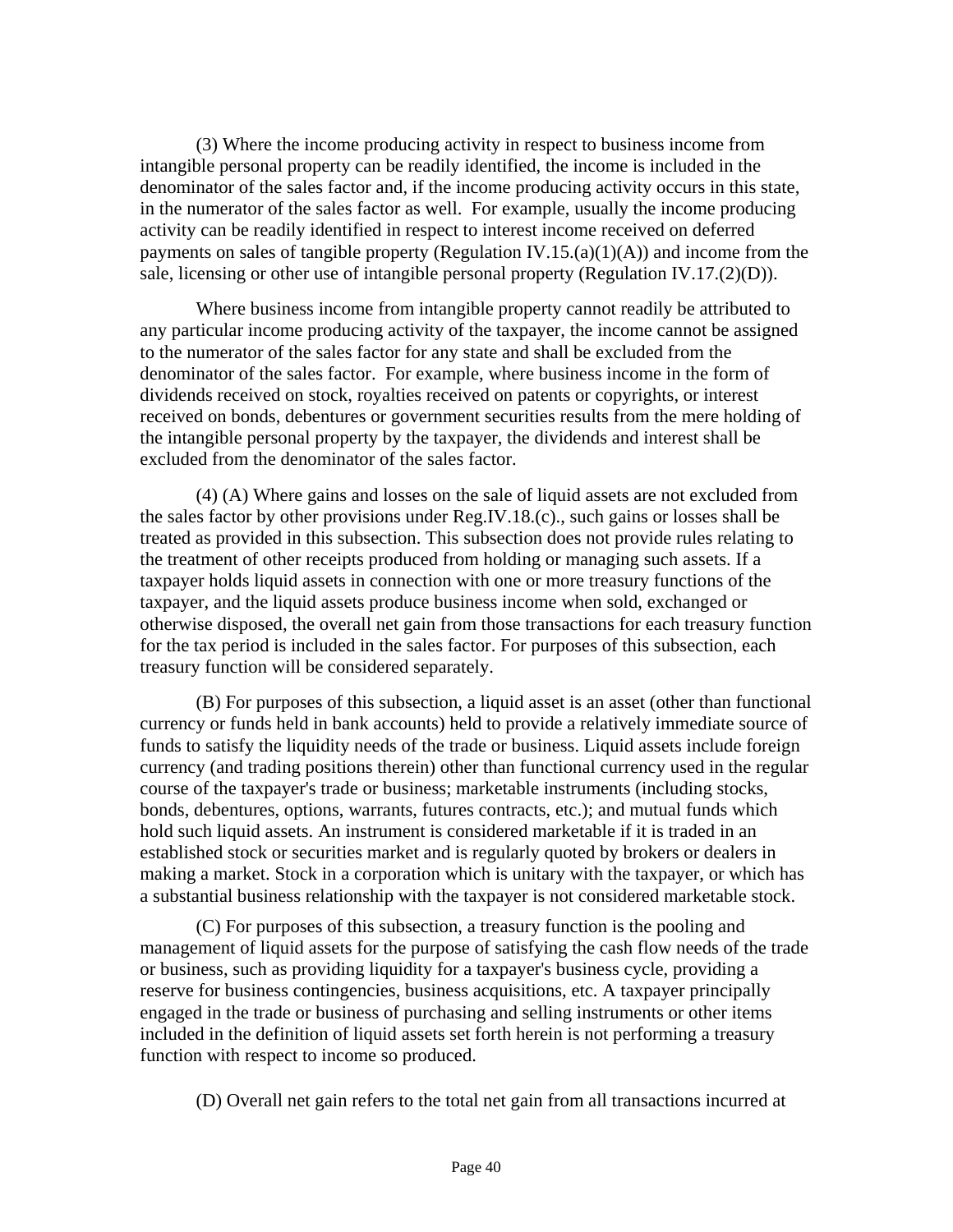(3) Where the income producing activity in respect to business income from intangible personal property can be readily identified, the income is included in the denominator of the sales factor and, if the income producing activity occurs in this state, in the numerator of the sales factor as well. For example, usually the income producing activity can be readily identified in respect to interest income received on deferred payments on sales of tangible property (Regulation IV.15.(a)(1)(A)) and income from the sale, licensing or other use of intangible personal property (Regulation IV.17.(2)(D)).

Where business income from intangible property cannot readily be attributed to any particular income producing activity of the taxpayer, the income cannot be assigned to the numerator of the sales factor for any state and shall be excluded from the denominator of the sales factor. For example, where business income in the form of dividends received on stock, royalties received on patents or copyrights, or interest received on bonds, debentures or government securities results from the mere holding of the intangible personal property by the taxpayer, the dividends and interest shall be excluded from the denominator of the sales factor.

(4) (A) Where gains and losses on the sale of liquid assets are not excluded from the sales factor by other provisions under Reg.IV.18.(c)., such gains or losses shall be treated as provided in this subsection. This subsection does not provide rules relating to the treatment of other receipts produced from holding or managing such assets. If a taxpayer holds liquid assets in connection with one or more treasury functions of the taxpayer, and the liquid assets produce business income when sold, exchanged or otherwise disposed, the overall net gain from those transactions for each treasury function for the tax period is included in the sales factor. For purposes of this subsection, each treasury function will be considered separately.

(B) For purposes of this subsection, a liquid asset is an asset (other than functional currency or funds held in bank accounts) held to provide a relatively immediate source of funds to satisfy the liquidity needs of the trade or business. Liquid assets include foreign currency (and trading positions therein) other than functional currency used in the regular course of the taxpayer's trade or business; marketable instruments (including stocks, bonds, debentures, options, warrants, futures contracts, etc.); and mutual funds which hold such liquid assets. An instrument is considered marketable if it is traded in an established stock or securities market and is regularly quoted by brokers or dealers in making a market. Stock in a corporation which is unitary with the taxpayer, or which has a substantial business relationship with the taxpayer is not considered marketable stock.

(C) For purposes of this subsection, a treasury function is the pooling and management of liquid assets for the purpose of satisfying the cash flow needs of the trade or business, such as providing liquidity for a taxpayer's business cycle, providing a reserve for business contingencies, business acquisitions, etc. A taxpayer principally engaged in the trade or business of purchasing and selling instruments or other items included in the definition of liquid assets set forth herein is not performing a treasury function with respect to income so produced.

(D) Overall net gain refers to the total net gain from all transactions incurred at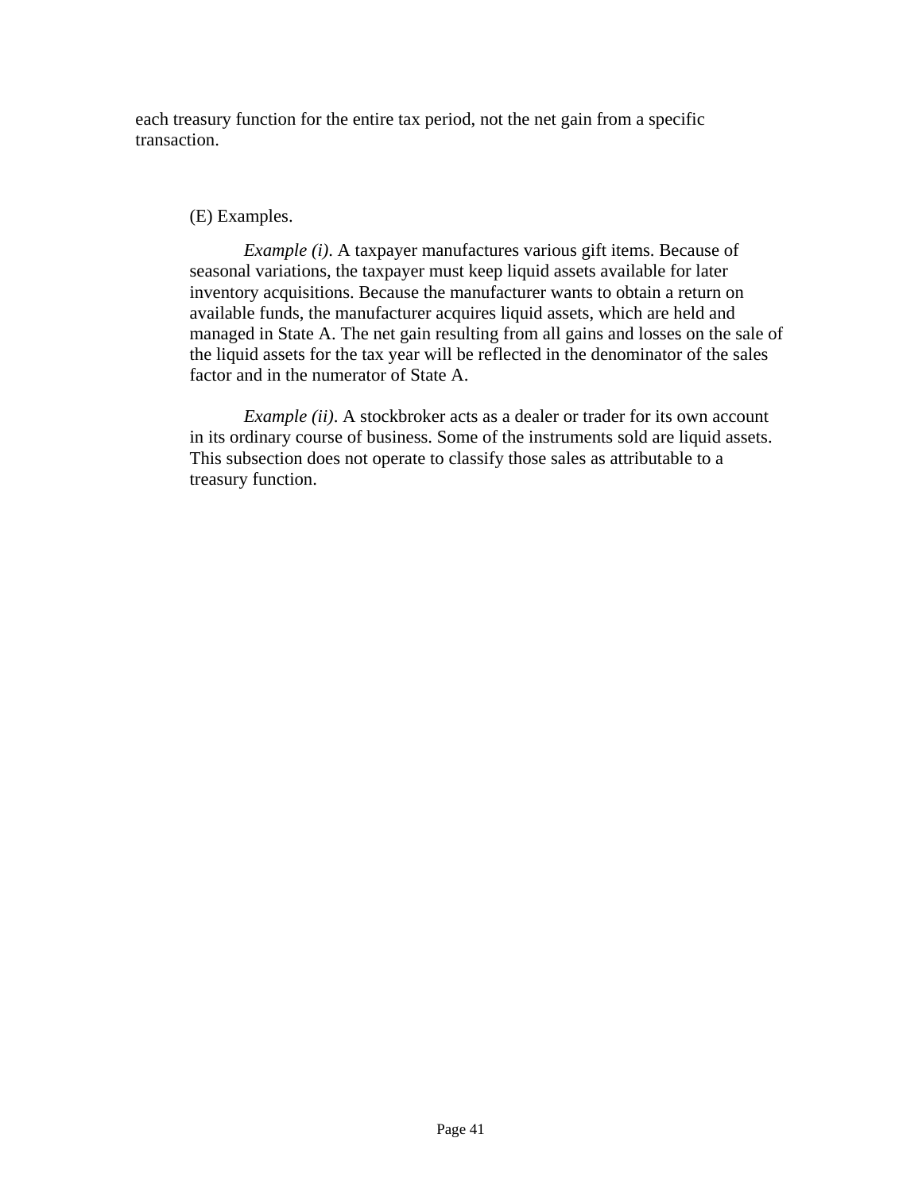each treasury function for the entire tax period, not the net gain from a specific transaction.

(E) Examples.

*Example (i)*. A taxpayer manufactures various gift items. Because of seasonal variations, the taxpayer must keep liquid assets available for later inventory acquisitions. Because the manufacturer wants to obtain a return on available funds, the manufacturer acquires liquid assets, which are held and managed in State A. The net gain resulting from all gains and losses on the sale of the liquid assets for the tax year will be reflected in the denominator of the sales factor and in the numerator of State A.

*Example (ii)*. A stockbroker acts as a dealer or trader for its own account in its ordinary course of business. Some of the instruments sold are liquid assets. This subsection does not operate to classify those sales as attributable to a treasury function.